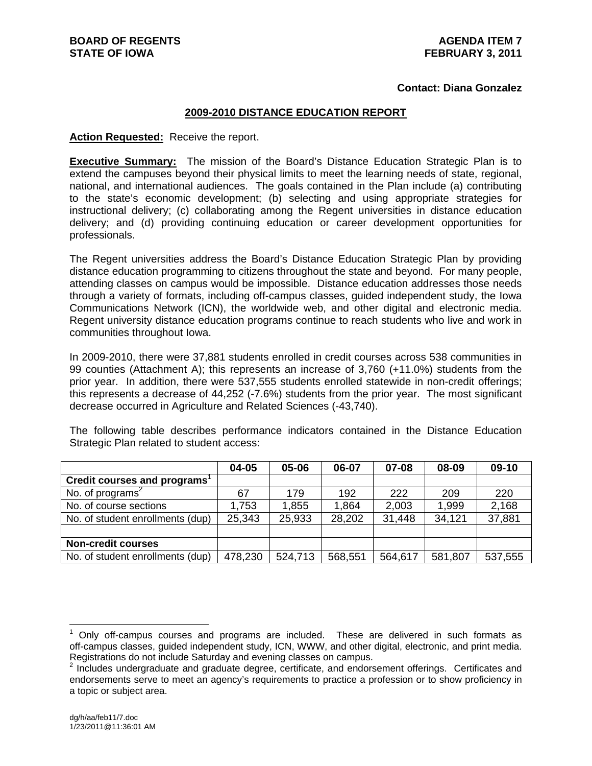**BOARD OF REGENTS**
**STATE OF IOWA**

**AGENDA ITEM 7**
**FEBRUARY 3, 2011**

**Contact: Diana Gonzalez**

## 2009-2010 DISTANCE EDUCATION REPORT

**Action Requested:** Receive the report.

**Executive Summary:** The mission of the Board's Distance Education Strategic Plan is to extend the campuses beyond their physical limits to meet the learning needs of state, regional, national, and international audiences. The goals contained in the Plan include (a) contributing to the state's economic development; (b) selecting and using appropriate strategies for instructional delivery; (c) collaborating among the Regent universities in distance education delivery; and (d) providing continuing education or career development opportunities for professionals.

The Regent universities address the Board's Distance Education Strategic Plan by providing distance education programming to citizens throughout the state and beyond. For many people, attending classes on campus would be impossible. Distance education addresses those needs through a variety of formats, including off-campus classes, guided independent study, the Iowa Communications Network (ICN), the worldwide web, and other digital and electronic media. Regent university distance education programs continue to reach students who live and work in communities throughout Iowa.

In 2009-2010, there were 37,881 students enrolled in credit courses across 538 communities in 99 counties (Attachment A); this represents an increase of 3,760 (+11.0%) students from the prior year. In addition, there were 537,555 students enrolled statewide in non-credit offerings; this represents a decrease of 44,252 (-7.6%) students from the prior year. The most significant decrease occurred in Agriculture and Related Sciences (-43,740).

The following table describes performance indicators contained in the Distance Education Strategic Plan related to student access:

| | 04-05 | 05-06 | 06-07 | 07-08 | 08-09 | 09-10 |
|---|---|---|---|---|---|---|
| **Credit courses and programs**[1] | | | | | | |
| No. of programs[2] | 67 | 179 | 192 | 222 | 209 | 220 |
| No. of course sections | 1,753 | 1,855 | 1,864 | 2,003 | 1,999 | 2,168 |
| No. of student enrollments (dup) | 25,343 | 25,933 | 28,202 | 31,448 | 34,121 | 37,881 |
| | | | | | | |
| **Non-credit courses** | | | | | | |
| No. of student enrollments (dup) | 478,230 | 524,713 | 568,551 | 564,617 | 581,807 | 537,555 |

[1] Only off-campus courses and programs are included. These are delivered in such formats as off-campus classes, guided independent study, ICN, WWW, and other digital, electronic, and print media. Registrations do not include Saturday and evening classes on campus.

[2] Includes undergraduate and graduate degree, certificate, and endorsement offerings. Certificates and endorsements serve to meet an agency's requirements to practice a profession or to show proficiency in a topic or subject area.

dg/h/aa/feb11/7.doc
1/23/2011@11:36:01 AM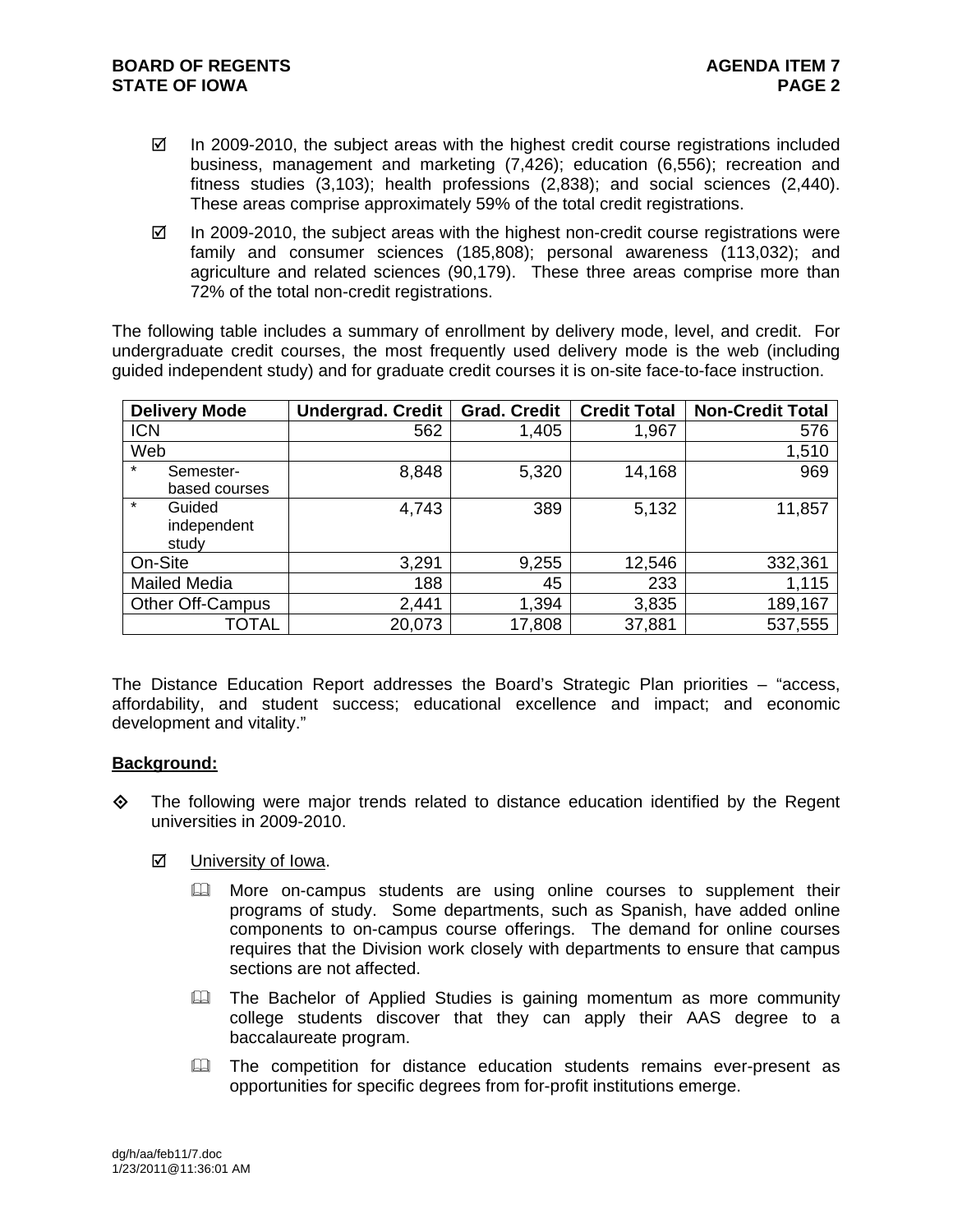- ☑ In 2009-2010, the subject areas with the highest credit course registrations included business, management and marketing (7,426); education (6,556); recreation and fitness studies (3,103); health professions (2,838); and social sciences (2,440). These areas comprise approximately 59% of the total credit registrations.

- ☑ In 2009-2010, the subject areas with the highest non-credit course registrations were family and consumer sciences (185,808); personal awareness (113,032); and agriculture and related sciences (90,179). These three areas comprise more than 72% of the total non-credit registrations.

The following table includes a summary of enrollment by delivery mode, level, and credit. For undergraduate credit courses, the most frequently used delivery mode is the web (including guided independent study) and for graduate credit courses it is on-site face-to-face instruction.

| Delivery Mode | Undergrad. Credit | Grad. Credit | Credit Total | Non-Credit Total |
|---|---|---|---|---|
| ICN | 562 | 1,405 | 1,967 | 576 |
| Web | | | | 1,510 |
| * Semester-based courses | 8,848 | 5,320 | 14,168 | 969 |
| * Guided independent study | 4,743 | 389 | 5,132 | 11,857 |
| On-Site | 3,291 | 9,255 | 12,546 | 332,361 |
| Mailed Media | 188 | 45 | 233 | 1,115 |
| Other Off-Campus | 2,441 | 1,394 | 3,835 | 189,167 |
| TOTAL | 20,073 | 17,808 | 37,881 | 537,555 |

The Distance Education Report addresses the Board's Strategic Plan priorities – "access, affordability, and student success; educational excellence and impact; and economic development and vitality."

**Background:**

- ◇ The following were major trends related to distance education identified by the Regent universities in 2009-2010.

  - ☑ University of Iowa.

    - More on-campus students are using online courses to supplement their programs of study. Some departments, such as Spanish, have added online components to on-campus course offerings. The demand for online courses requires that the Division work closely with departments to ensure that campus sections are not affected.

    - The Bachelor of Applied Studies is gaining momentum as more community college students discover that they can apply their AAS degree to a baccalaureate program.

    - The competition for distance education students remains ever-present as opportunities for specific degrees from for-profit institutions emerge.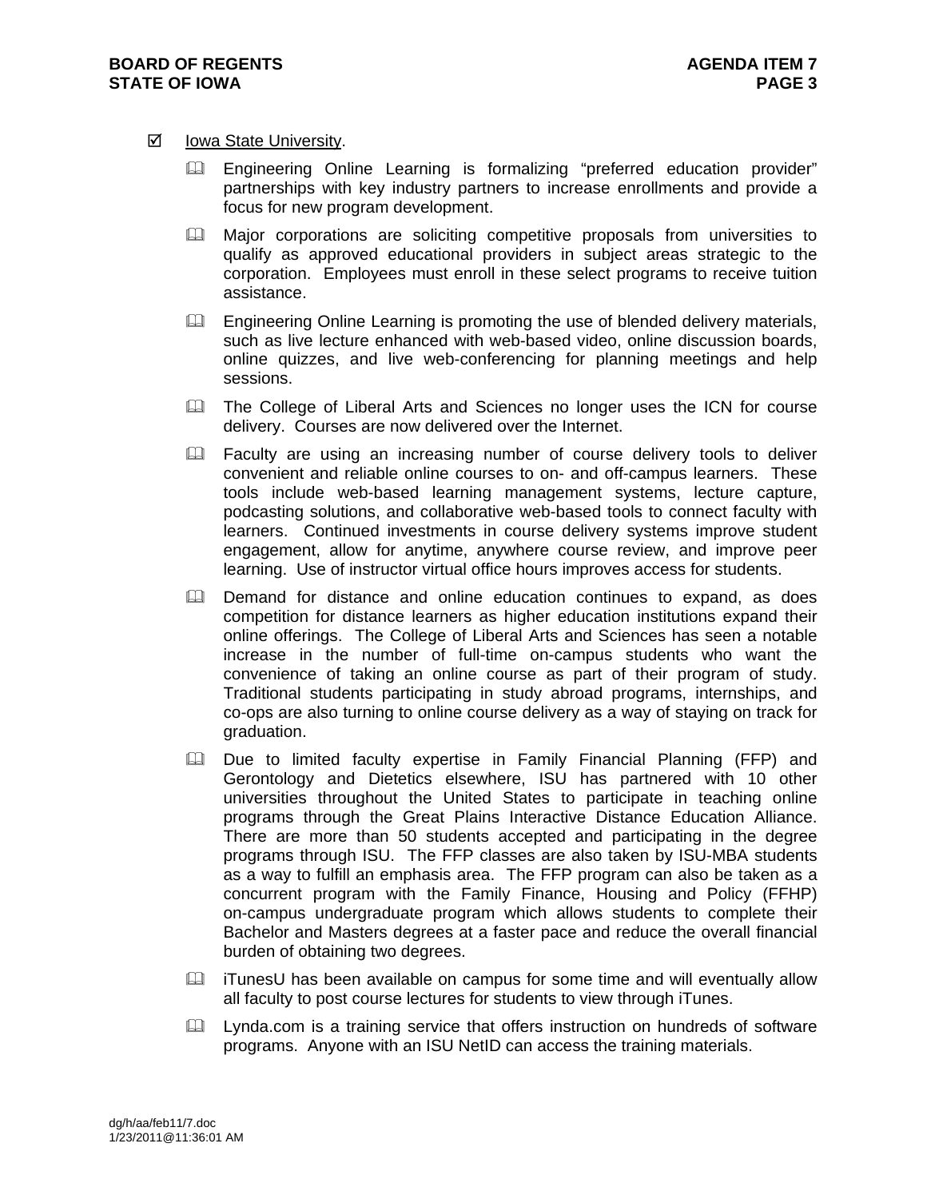☑ Iowa State University.

- Engineering Online Learning is formalizing "preferred education provider" partnerships with key industry partners to increase enrollments and provide a focus for new program development.
- Major corporations are soliciting competitive proposals from universities to qualify as approved educational providers in subject areas strategic to the corporation. Employees must enroll in these select programs to receive tuition assistance.
- Engineering Online Learning is promoting the use of blended delivery materials, such as live lecture enhanced with web-based video, online discussion boards, online quizzes, and live web-conferencing for planning meetings and help sessions.
- The College of Liberal Arts and Sciences no longer uses the ICN for course delivery. Courses are now delivered over the Internet.
- Faculty are using an increasing number of course delivery tools to deliver convenient and reliable online courses to on- and off-campus learners. These tools include web-based learning management systems, lecture capture, podcasting solutions, and collaborative web-based tools to connect faculty with learners. Continued investments in course delivery systems improve student engagement, allow for anytime, anywhere course review, and improve peer learning. Use of instructor virtual office hours improves access for students.
- Demand for distance and online education continues to expand, as does competition for distance learners as higher education institutions expand their online offerings. The College of Liberal Arts and Sciences has seen a notable increase in the number of full-time on-campus students who want the convenience of taking an online course as part of their program of study. Traditional students participating in study abroad programs, internships, and co-ops are also turning to online course delivery as a way of staying on track for graduation.
- Due to limited faculty expertise in Family Financial Planning (FFP) and Gerontology and Dietetics elsewhere, ISU has partnered with 10 other universities throughout the United States to participate in teaching online programs through the Great Plains Interactive Distance Education Alliance. There are more than 50 students accepted and participating in the degree programs through ISU. The FFP classes are also taken by ISU-MBA students as a way to fulfill an emphasis area. The FFP program can also be taken as a concurrent program with the Family Finance, Housing and Policy (FFHP) on-campus undergraduate program which allows students to complete their Bachelor and Masters degrees at a faster pace and reduce the overall financial burden of obtaining two degrees.
- iTunesU has been available on campus for some time and will eventually allow all faculty to post course lectures for students to view through iTunes.
- Lynda.com is a training service that offers instruction on hundreds of software programs. Anyone with an ISU NetID can access the training materials.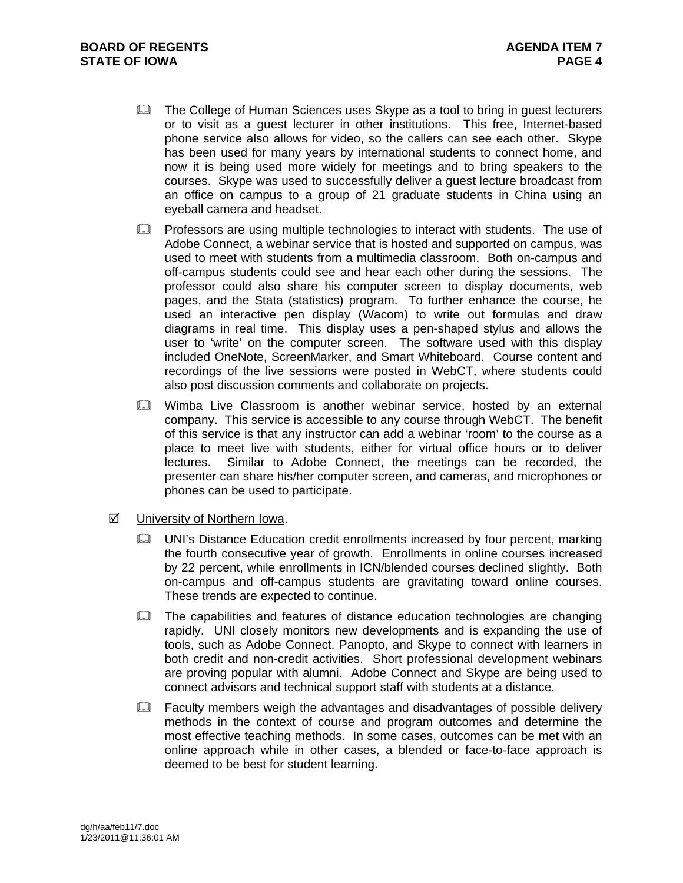- The College of Human Sciences uses Skype as a tool to bring in guest lecturers or to visit as a guest lecturer in other institutions. This free, Internet-based phone service also allows for video, so the callers can see each other. Skype has been used for many years by international students to connect home, and now it is being used more widely for meetings and to bring speakers to the courses. Skype was used to successfully deliver a guest lecture broadcast from an office on campus to a group of 21 graduate students in China using an eyeball camera and headset.
- Professors are using multiple technologies to interact with students. The use of Adobe Connect, a webinar service that is hosted and supported on campus, was used to meet with students from a multimedia classroom. Both on-campus and off-campus students could see and hear each other during the sessions. The professor could also share his computer screen to display documents, web pages, and the Stata (statistics) program. To further enhance the course, he used an interactive pen display (Wacom) to write out formulas and draw diagrams in real time. This display uses a pen-shaped stylus and allows the user to 'write' on the computer screen. The software used with this display included OneNote, ScreenMarker, and Smart Whiteboard. Course content and recordings of the live sessions were posted in WebCT, where students could also post discussion comments and collaborate on projects.
- Wimba Live Classroom is another webinar service, hosted by an external company. This service is accessible to any course through WebCT. The benefit of this service is that any instructor can add a webinar 'room' to the course as a place to meet live with students, either for virtual office hours or to deliver lectures. Similar to Adobe Connect, the meetings can be recorded, the presenter can share his/her computer screen, and cameras, and microphones or phones can be used to participate.

☑ University of Northern Iowa.

- UNI's Distance Education credit enrollments increased by four percent, marking the fourth consecutive year of growth. Enrollments in online courses increased by 22 percent, while enrollments in ICN/blended courses declined slightly. Both on-campus and off-campus students are gravitating toward online courses. These trends are expected to continue.
- The capabilities and features of distance education technologies are changing rapidly. UNI closely monitors new developments and is expanding the use of tools, such as Adobe Connect, Panopto, and Skype to connect with learners in both credit and non-credit activities. Short professional development webinars are proving popular with alumni. Adobe Connect and Skype are being used to connect advisors and technical support staff with students at a distance.
- Faculty members weigh the advantages and disadvantages of possible delivery methods in the context of course and program outcomes and determine the most effective teaching methods. In some cases, outcomes can be met with an online approach while in other cases, a blended or face-to-face approach is deemed to be best for student learning.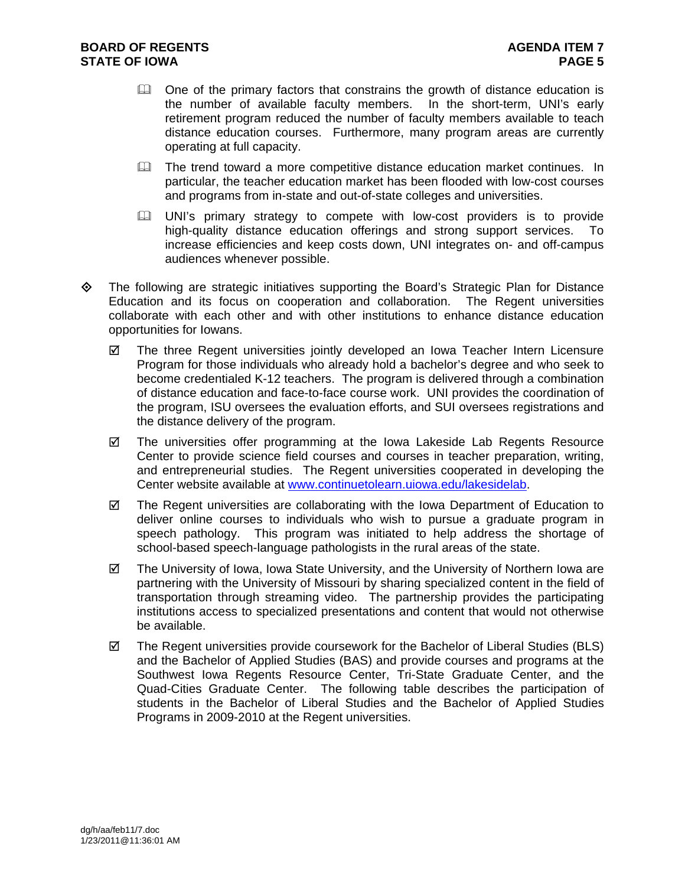- One of the primary factors that constrains the growth of distance education is the number of available faculty members. In the short-term, UNI's early retirement program reduced the number of faculty members available to teach distance education courses. Furthermore, many program areas are currently operating at full capacity.
- The trend toward a more competitive distance education market continues. In particular, the teacher education market has been flooded with low-cost courses and programs from in-state and out-of-state colleges and universities.
- UNI's primary strategy to compete with low-cost providers is to provide high-quality distance education offerings and strong support services. To increase efficiencies and keep costs down, UNI integrates on- and off-campus audiences whenever possible.

- The following are strategic initiatives supporting the Board's Strategic Plan for Distance Education and its focus on cooperation and collaboration. The Regent universities collaborate with each other and with other institutions to enhance distance education opportunities for Iowans.
  - ☑ The three Regent universities jointly developed an Iowa Teacher Intern Licensure Program for those individuals who already hold a bachelor's degree and who seek to become credentialed K-12 teachers. The program is delivered through a combination of distance education and face-to-face course work. UNI provides the coordination of the program, ISU oversees the evaluation efforts, and SUI oversees registrations and the distance delivery of the program.
  - ☑ The universities offer programming at the Iowa Lakeside Lab Regents Resource Center to provide science field courses and courses in teacher preparation, writing, and entrepreneurial studies. The Regent universities cooperated in developing the Center website available at [www.continuetolearn.uiowa.edu/lakesidelab](http://www.continuetolearn.uiowa.edu/lakesidelab).
  - ☑ The Regent universities are collaborating with the Iowa Department of Education to deliver online courses to individuals who wish to pursue a graduate program in speech pathology. This program was initiated to help address the shortage of school-based speech-language pathologists in the rural areas of the state.
  - ☑ The University of Iowa, Iowa State University, and the University of Northern Iowa are partnering with the University of Missouri by sharing specialized content in the field of transportation through streaming video. The partnership provides the participating institutions access to specialized presentations and content that would not otherwise be available.
  - ☑ The Regent universities provide coursework for the Bachelor of Liberal Studies (BLS) and the Bachelor of Applied Studies (BAS) and provide courses and programs at the Southwest Iowa Regents Resource Center, Tri-State Graduate Center, and the Quad-Cities Graduate Center. The following table describes the participation of students in the Bachelor of Liberal Studies and the Bachelor of Applied Studies Programs in 2009-2010 at the Regent universities.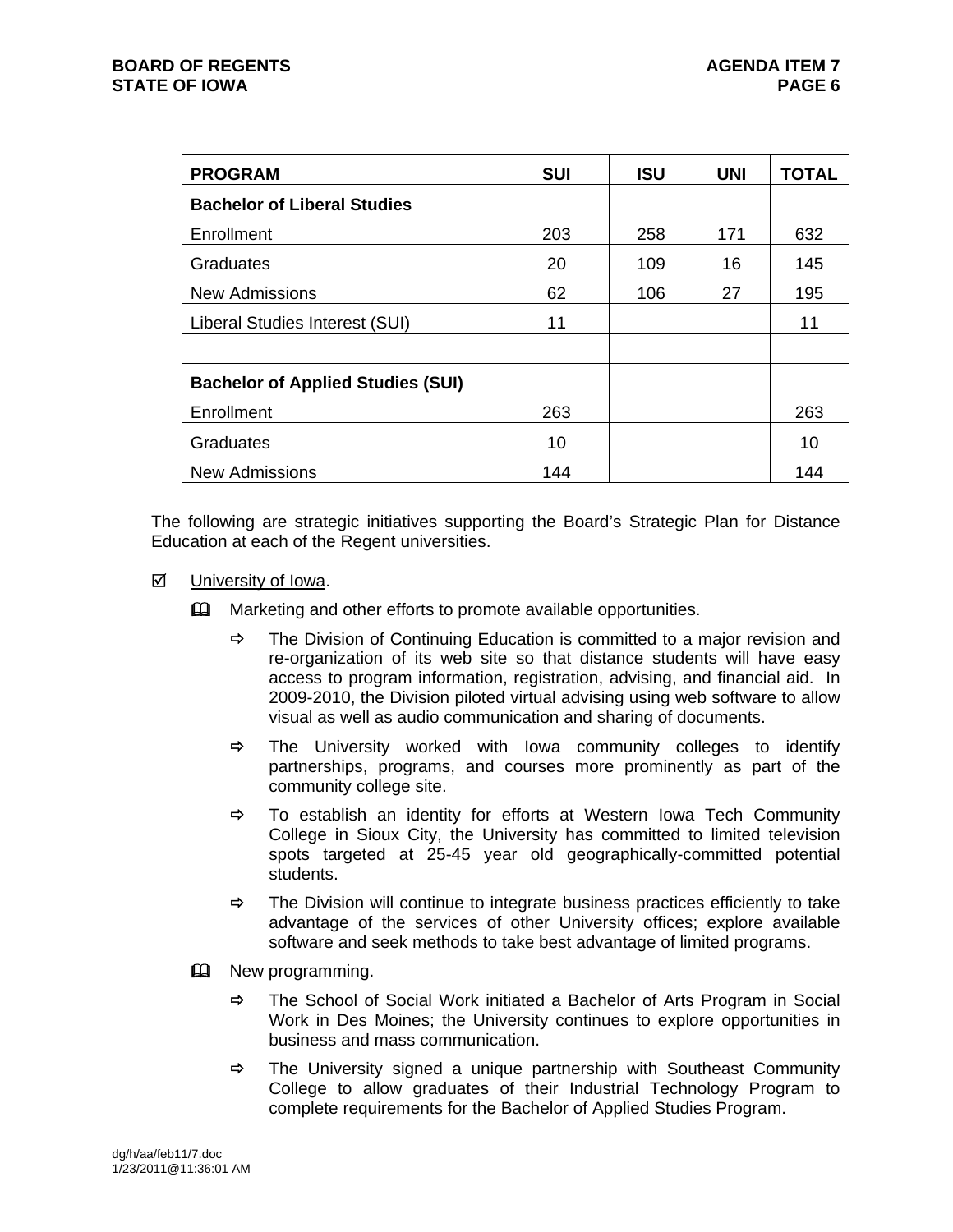| PROGRAM | SUI | ISU | UNI | TOTAL |
|---|---|---|---|---|
| **Bachelor of Liberal Studies** | | | | |
| Enrollment | 203 | 258 | 171 | 632 |
| Graduates | 20 | 109 | 16 | 145 |
| New Admissions | 62 | 106 | 27 | 195 |
| Liberal Studies Interest (SUI) | 11 | | | 11 |
| | | | | |
| **Bachelor of Applied Studies (SUI)** | | | | |
| Enrollment | 263 | | | 263 |
| Graduates | 10 | | | 10 |
| New Admissions | 144 | | | 144 |

The following are strategic initiatives supporting the Board's Strategic Plan for Distance Education at each of the Regent universities.

☑ University of Iowa.

- Marketing and other efforts to promote available opportunities.
  - ⇨ The Division of Continuing Education is committed to a major revision and re-organization of its web site so that distance students will have easy access to program information, registration, advising, and financial aid. In 2009-2010, the Division piloted virtual advising using web software to allow visual as well as audio communication and sharing of documents.
  - ⇨ The University worked with Iowa community colleges to identify partnerships, programs, and courses more prominently as part of the community college site.
  - ⇨ To establish an identity for efforts at Western Iowa Tech Community College in Sioux City, the University has committed to limited television spots targeted at 25-45 year old geographically-committed potential students.
  - ⇨ The Division will continue to integrate business practices efficiently to take advantage of the services of other University offices; explore available software and seek methods to take best advantage of limited programs.
- New programming.
  - ⇨ The School of Social Work initiated a Bachelor of Arts Program in Social Work in Des Moines; the University continues to explore opportunities in business and mass communication.
  - ⇨ The University signed a unique partnership with Southeast Community College to allow graduates of their Industrial Technology Program to complete requirements for the Bachelor of Applied Studies Program.

dg/h/aa/feb11/7.doc
1/23/2011@11:36:01 AM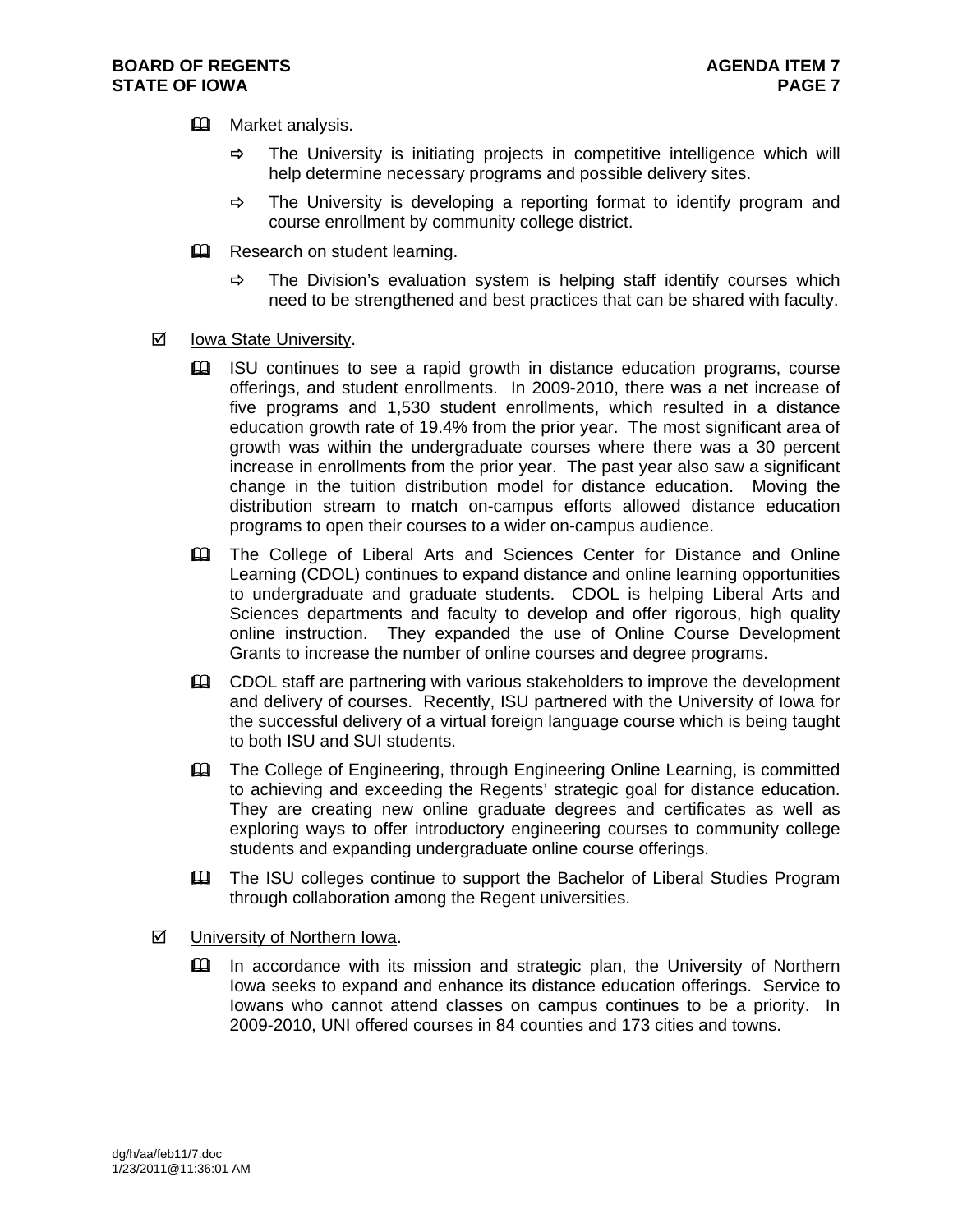- Market analysis.
  - The University is initiating projects in competitive intelligence which will help determine necessary programs and possible delivery sites.
  - The University is developing a reporting format to identify program and course enrollment by community college district.
- Research on student learning.
  - The Division's evaluation system is helping staff identify courses which need to be strengthened and best practices that can be shared with faculty.

☑ Iowa State University.

- ISU continues to see a rapid growth in distance education programs, course offerings, and student enrollments. In 2009-2010, there was a net increase of five programs and 1,530 student enrollments, which resulted in a distance education growth rate of 19.4% from the prior year. The most significant area of growth was within the undergraduate courses where there was a 30 percent increase in enrollments from the prior year. The past year also saw a significant change in the tuition distribution model for distance education. Moving the distribution stream to match on-campus efforts allowed distance education programs to open their courses to a wider on-campus audience.
- The College of Liberal Arts and Sciences Center for Distance and Online Learning (CDOL) continues to expand distance and online learning opportunities to undergraduate and graduate students. CDOL is helping Liberal Arts and Sciences departments and faculty to develop and offer rigorous, high quality online instruction. They expanded the use of Online Course Development Grants to increase the number of online courses and degree programs.
- CDOL staff are partnering with various stakeholders to improve the development and delivery of courses. Recently, ISU partnered with the University of Iowa for the successful delivery of a virtual foreign language course which is being taught to both ISU and SUI students.
- The College of Engineering, through Engineering Online Learning, is committed to achieving and exceeding the Regents' strategic goal for distance education. They are creating new online graduate degrees and certificates as well as exploring ways to offer introductory engineering courses to community college students and expanding undergraduate online course offerings.
- The ISU colleges continue to support the Bachelor of Liberal Studies Program through collaboration among the Regent universities.

☑ University of Northern Iowa.

- In accordance with its mission and strategic plan, the University of Northern Iowa seeks to expand and enhance its distance education offerings. Service to Iowans who cannot attend classes on campus continues to be a priority. In 2009-2010, UNI offered courses in 84 counties and 173 cities and towns.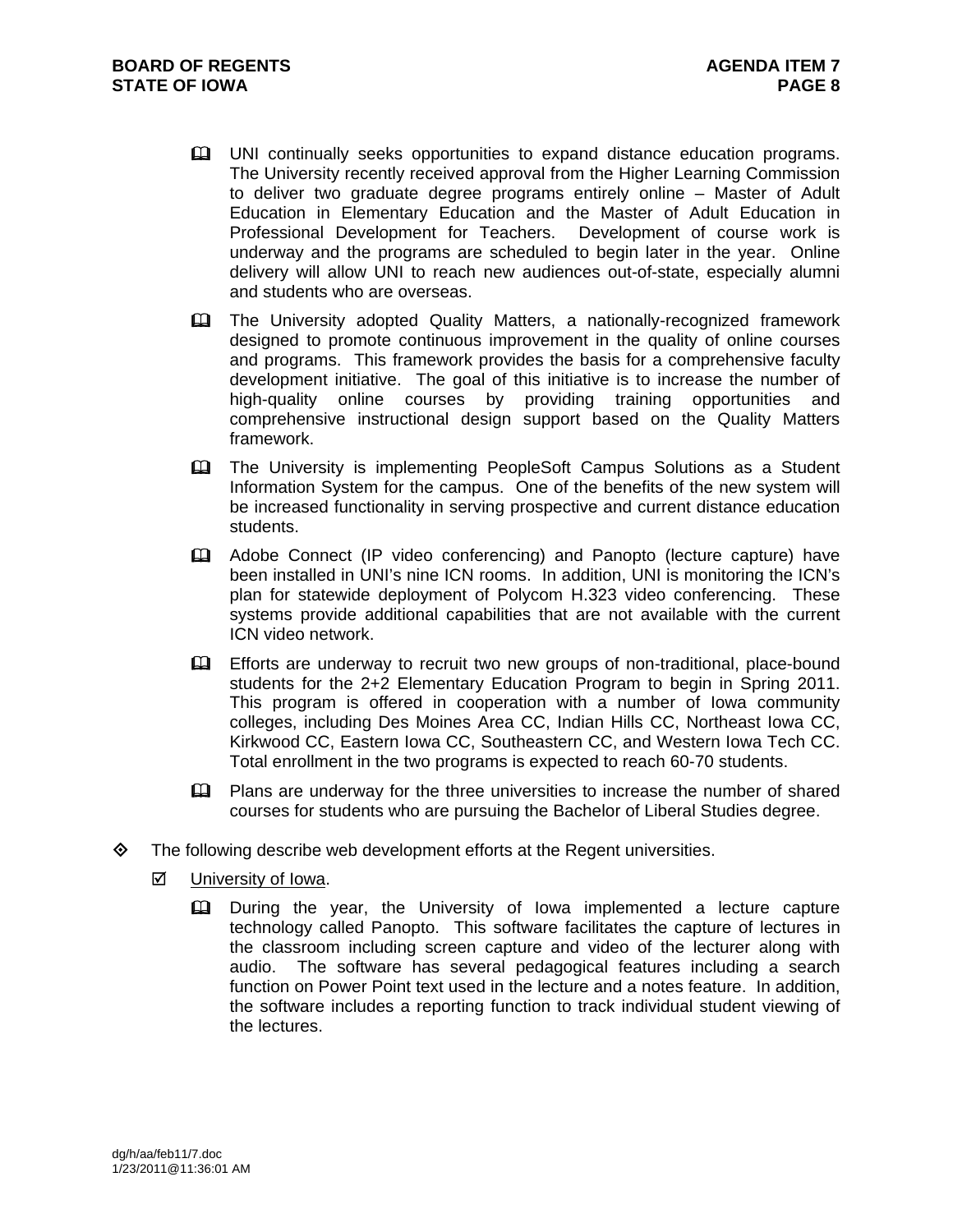- UNI continually seeks opportunities to expand distance education programs. The University recently received approval from the Higher Learning Commission to deliver two graduate degree programs entirely online – Master of Adult Education in Elementary Education and the Master of Adult Education in Professional Development for Teachers. Development of course work is underway and the programs are scheduled to begin later in the year. Online delivery will allow UNI to reach new audiences out-of-state, especially alumni and students who are overseas.
- The University adopted Quality Matters, a nationally-recognized framework designed to promote continuous improvement in the quality of online courses and programs. This framework provides the basis for a comprehensive faculty development initiative. The goal of this initiative is to increase the number of high-quality online courses by providing training opportunities and comprehensive instructional design support based on the Quality Matters framework.
- The University is implementing PeopleSoft Campus Solutions as a Student Information System for the campus. One of the benefits of the new system will be increased functionality in serving prospective and current distance education students.
- Adobe Connect (IP video conferencing) and Panopto (lecture capture) have been installed in UNI's nine ICN rooms. In addition, UNI is monitoring the ICN's plan for statewide deployment of Polycom H.323 video conferencing. These systems provide additional capabilities that are not available with the current ICN video network.
- Efforts are underway to recruit two new groups of non-traditional, place-bound students for the 2+2 Elementary Education Program to begin in Spring 2011. This program is offered in cooperation with a number of Iowa community colleges, including Des Moines Area CC, Indian Hills CC, Northeast Iowa CC, Kirkwood CC, Eastern Iowa CC, Southeastern CC, and Western Iowa Tech CC. Total enrollment in the two programs is expected to reach 60-70 students.
- Plans are underway for the three universities to increase the number of shared courses for students who are pursuing the Bachelor of Liberal Studies degree.

- The following describe web development efforts at the Regent universities.
  - University of Iowa.
    - During the year, the University of Iowa implemented a lecture capture technology called Panopto. This software facilitates the capture of lectures in the classroom including screen capture and video of the lecturer along with audio. The software has several pedagogical features including a search function on Power Point text used in the lecture and a notes feature. In addition, the software includes a reporting function to track individual student viewing of the lectures.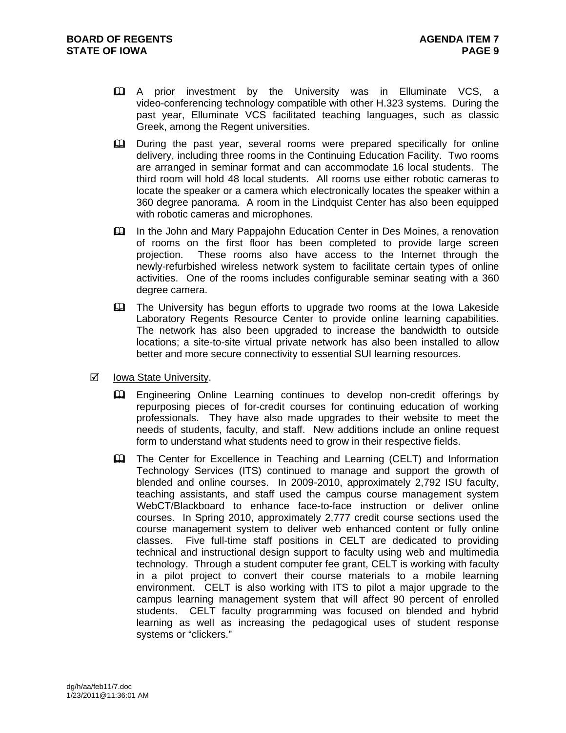- A prior investment by the University was in Elluminate VCS, a video-conferencing technology compatible with other H.323 systems. During the past year, Elluminate VCS facilitated teaching languages, such as classic Greek, among the Regent universities.

- During the past year, several rooms were prepared specifically for online delivery, including three rooms in the Continuing Education Facility. Two rooms are arranged in seminar format and can accommodate 16 local students. The third room will hold 48 local students. All rooms use either robotic cameras to locate the speaker or a camera which electronically locates the speaker within a 360 degree panorama. A room in the Lindquist Center has also been equipped with robotic cameras and microphones.

- In the John and Mary Pappajohn Education Center in Des Moines, a renovation of rooms on the first floor has been completed to provide large screen projection. These rooms also have access to the Internet through the newly-refurbished wireless network system to facilitate certain types of online activities. One of the rooms includes configurable seminar seating with a 360 degree camera.

- The University has begun efforts to upgrade two rooms at the Iowa Lakeside Laboratory Regents Resource Center to provide online learning capabilities. The network has also been upgraded to increase the bandwidth to outside locations; a site-to-site virtual private network has also been installed to allow better and more secure connectivity to essential SUI learning resources.

☑ Iowa State University.

- Engineering Online Learning continues to develop non-credit offerings by repurposing pieces of for-credit courses for continuing education of working professionals. They have also made upgrades to their website to meet the needs of students, faculty, and staff. New additions include an online request form to understand what students need to grow in their respective fields.

- The Center for Excellence in Teaching and Learning (CELT) and Information Technology Services (ITS) continued to manage and support the growth of blended and online courses. In 2009-2010, approximately 2,792 ISU faculty, teaching assistants, and staff used the campus course management system WebCT/Blackboard to enhance face-to-face instruction or deliver online courses. In Spring 2010, approximately 2,777 credit course sections used the course management system to deliver web enhanced content or fully online classes. Five full-time staff positions in CELT are dedicated to providing technical and instructional design support to faculty using web and multimedia technology. Through a student computer fee grant, CELT is working with faculty in a pilot project to convert their course materials to a mobile learning environment. CELT is also working with ITS to pilot a major upgrade to the campus learning management system that will affect 90 percent of enrolled students. CELT faculty programming was focused on blended and hybrid learning as well as increasing the pedagogical uses of student response systems or "clickers."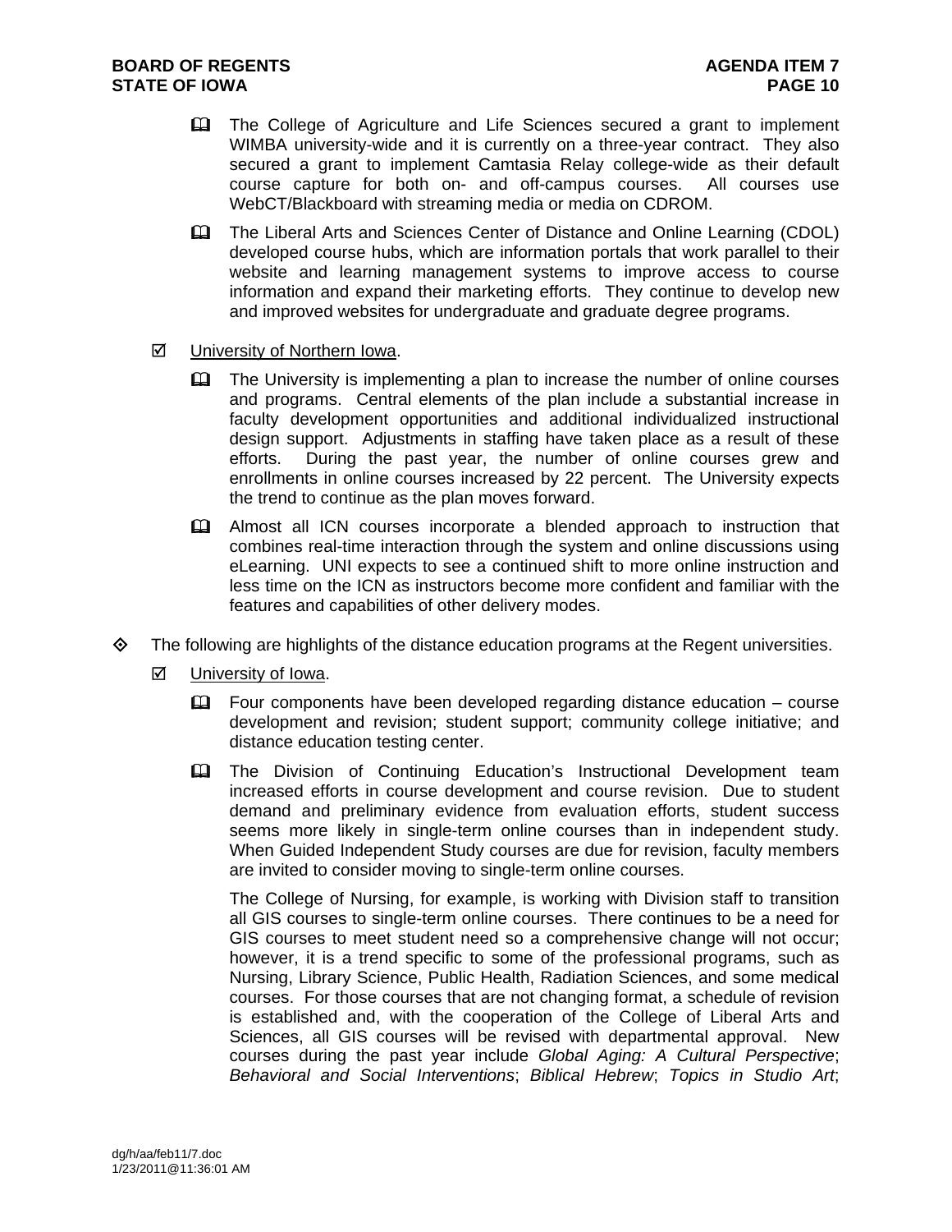- The College of Agriculture and Life Sciences secured a grant to implement WIMBA university-wide and it is currently on a three-year contract. They also secured a grant to implement Camtasia Relay college-wide as their default course capture for both on- and off-campus courses. All courses use WebCT/Blackboard with streaming media or media on CDROM.

- The Liberal Arts and Sciences Center of Distance and Online Learning (CDOL) developed course hubs, which are information portals that work parallel to their website and learning management systems to improve access to course information and expand their marketing efforts. They continue to develop new and improved websites for undergraduate and graduate degree programs.

- University of Northern Iowa.

  - The University is implementing a plan to increase the number of online courses and programs. Central elements of the plan include a substantial increase in faculty development opportunities and additional individualized instructional design support. Adjustments in staffing have taken place as a result of these efforts. During the past year, the number of online courses grew and enrollments in online courses increased by 22 percent. The University expects the trend to continue as the plan moves forward.

  - Almost all ICN courses incorporate a blended approach to instruction that combines real-time interaction through the system and online discussions using eLearning. UNI expects to see a continued shift to more online instruction and less time on the ICN as instructors become more confident and familiar with the features and capabilities of other delivery modes.

- The following are highlights of the distance education programs at the Regent universities.

  - University of Iowa.

    - Four components have been developed regarding distance education – course development and revision; student support; community college initiative; and distance education testing center.

    - The Division of Continuing Education's Instructional Development team increased efforts in course development and course revision. Due to student demand and preliminary evidence from evaluation efforts, student success seems more likely in single-term online courses than in independent study. When Guided Independent Study courses are due for revision, faculty members are invited to consider moving to single-term online courses.

      The College of Nursing, for example, is working with Division staff to transition all GIS courses to single-term online courses. There continues to be a need for GIS courses to meet student need so a comprehensive change will not occur; however, it is a trend specific to some of the professional programs, such as Nursing, Library Science, Public Health, Radiation Sciences, and some medical courses. For those courses that are not changing format, a schedule of revision is established and, with the cooperation of the College of Liberal Arts and Sciences, all GIS courses will be revised with departmental approval. New courses during the past year include *Global Aging: A Cultural Perspective*; *Behavioral and Social Interventions*; *Biblical Hebrew*; *Topics in Studio Art*;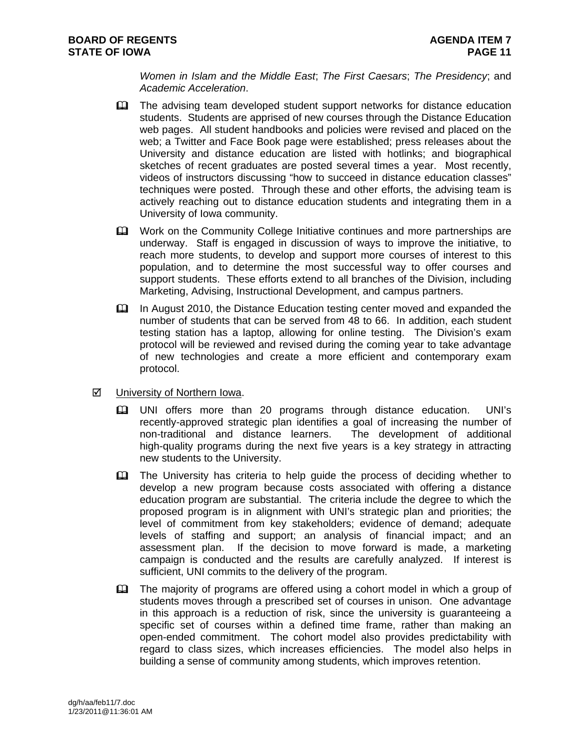*Women in Islam and the Middle East*; *The First Caesars*; *The Presidency*; and *Academic Acceleration*.

- The advising team developed student support networks for distance education students. Students are apprised of new courses through the Distance Education web pages. All student handbooks and policies were revised and placed on the web; a Twitter and Face Book page were established; press releases about the University and distance education are listed with hotlinks; and biographical sketches of recent graduates are posted several times a year. Most recently, videos of instructors discussing "how to succeed in distance education classes" techniques were posted. Through these and other efforts, the advising team is actively reaching out to distance education students and integrating them in a University of Iowa community.

- Work on the Community College Initiative continues and more partnerships are underway. Staff is engaged in discussion of ways to improve the initiative, to reach more students, to develop and support more courses of interest to this population, and to determine the most successful way to offer courses and support students. These efforts extend to all branches of the Division, including Marketing, Advising, Instructional Development, and campus partners.

- In August 2010, the Distance Education testing center moved and expanded the number of students that can be served from 48 to 66. In addition, each student testing station has a laptop, allowing for online testing. The Division's exam protocol will be reviewed and revised during the coming year to take advantage of new technologies and create a more efficient and contemporary exam protocol.

☑ <u>University of Northern Iowa</u>.

- UNI offers more than 20 programs through distance education. UNI's recently-approved strategic plan identifies a goal of increasing the number of non-traditional and distance learners. The development of additional high-quality programs during the next five years is a key strategy in attracting new students to the University.

- The University has criteria to help guide the process of deciding whether to develop a new program because costs associated with offering a distance education program are substantial. The criteria include the degree to which the proposed program is in alignment with UNI's strategic plan and priorities; the level of commitment from key stakeholders; evidence of demand; adequate levels of staffing and support; an analysis of financial impact; and an assessment plan. If the decision to move forward is made, a marketing campaign is conducted and the results are carefully analyzed. If interest is sufficient, UNI commits to the delivery of the program.

- The majority of programs are offered using a cohort model in which a group of students moves through a prescribed set of courses in unison. One advantage in this approach is a reduction of risk, since the university is guaranteeing a specific set of courses within a defined time frame, rather than making an open-ended commitment. The cohort model also provides predictability with regard to class sizes, which increases efficiencies. The model also helps in building a sense of community among students, which improves retention.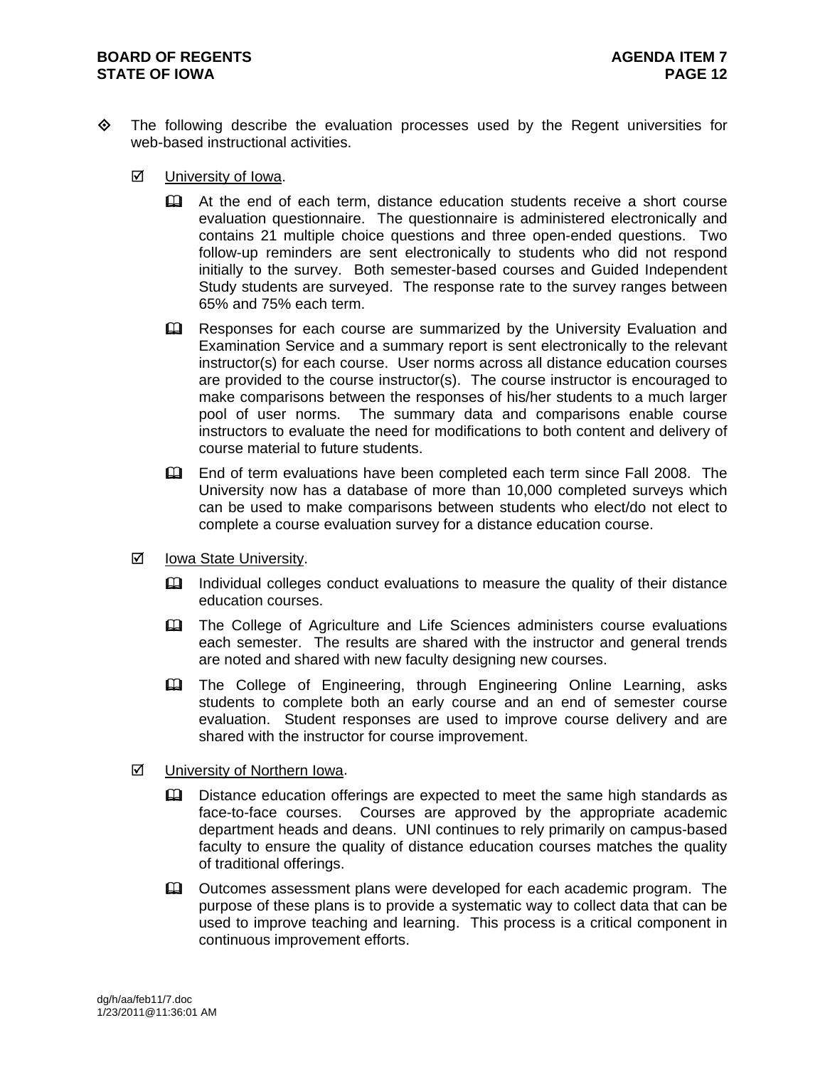- The following describe the evaluation processes used by the Regent universities for web-based instructional activities.

  - University of Iowa.

    - At the end of each term, distance education students receive a short course evaluation questionnaire. The questionnaire is administered electronically and contains 21 multiple choice questions and three open-ended questions. Two follow-up reminders are sent electronically to students who did not respond initially to the survey. Both semester-based courses and Guided Independent Study students are surveyed. The response rate to the survey ranges between 65% and 75% each term.

    - Responses for each course are summarized by the University Evaluation and Examination Service and a summary report is sent electronically to the relevant instructor(s) for each course. User norms across all distance education courses are provided to the course instructor(s). The course instructor is encouraged to make comparisons between the responses of his/her students to a much larger pool of user norms. The summary data and comparisons enable course instructors to evaluate the need for modifications to both content and delivery of course material to future students.

    - End of term evaluations have been completed each term since Fall 2008. The University now has a database of more than 10,000 completed surveys which can be used to make comparisons between students who elect/do not elect to complete a course evaluation survey for a distance education course.

  - Iowa State University.

    - Individual colleges conduct evaluations to measure the quality of their distance education courses.

    - The College of Agriculture and Life Sciences administers course evaluations each semester. The results are shared with the instructor and general trends are noted and shared with new faculty designing new courses.

    - The College of Engineering, through Engineering Online Learning, asks students to complete both an early course and an end of semester course evaluation. Student responses are used to improve course delivery and are shared with the instructor for course improvement.

  - University of Northern Iowa.

    - Distance education offerings are expected to meet the same high standards as face-to-face courses. Courses are approved by the appropriate academic department heads and deans. UNI continues to rely primarily on campus-based faculty to ensure the quality of distance education courses matches the quality of traditional offerings.

    - Outcomes assessment plans were developed for each academic program. The purpose of these plans is to provide a systematic way to collect data that can be used to improve teaching and learning. This process is a critical component in continuous improvement efforts.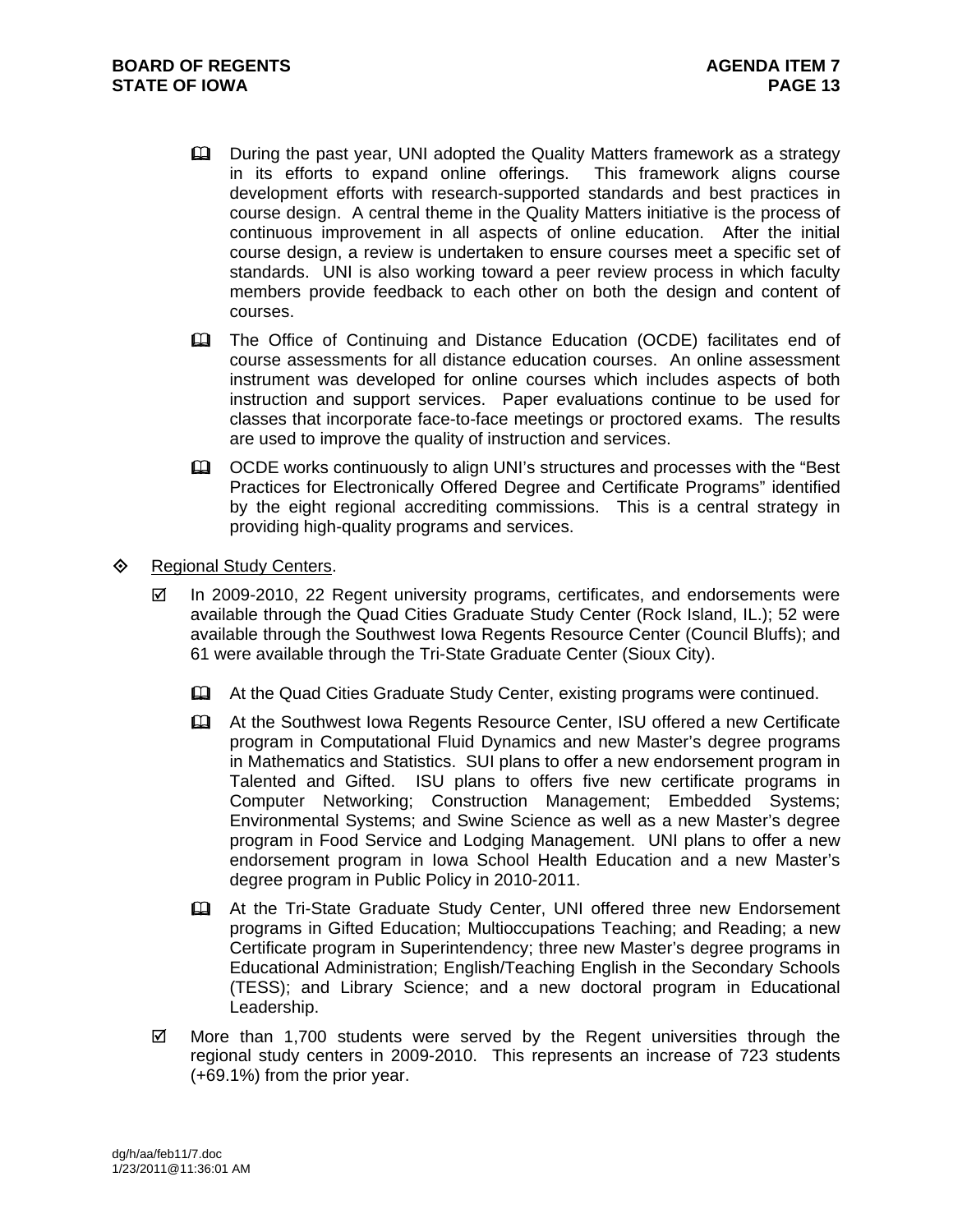- During the past year, UNI adopted the Quality Matters framework as a strategy in its efforts to expand online offerings. This framework aligns course development efforts with research-supported standards and best practices in course design. A central theme in the Quality Matters initiative is the process of continuous improvement in all aspects of online education. After the initial course design, a review is undertaken to ensure courses meet a specific set of standards. UNI is also working toward a peer review process in which faculty members provide feedback to each other on both the design and content of courses.

- The Office of Continuing and Distance Education (OCDE) facilitates end of course assessments for all distance education courses. An online assessment instrument was developed for online courses which includes aspects of both instruction and support services. Paper evaluations continue to be used for classes that incorporate face-to-face meetings or proctored exams. The results are used to improve the quality of instruction and services.

- OCDE works continuously to align UNI's structures and processes with the "Best Practices for Electronically Offered Degree and Certificate Programs" identified by the eight regional accrediting commissions. This is a central strategy in providing high-quality programs and services.

◇ Regional Study Centers.

- ☑ In 2009-2010, 22 Regent university programs, certificates, and endorsements were available through the Quad Cities Graduate Study Center (Rock Island, IL.); 52 were available through the Southwest Iowa Regents Resource Center (Council Bluffs); and 61 were available through the Tri-State Graduate Center (Sioux City).

  - At the Quad Cities Graduate Study Center, existing programs were continued.

  - At the Southwest Iowa Regents Resource Center, ISU offered a new Certificate program in Computational Fluid Dynamics and new Master's degree programs in Mathematics and Statistics. SUI plans to offer a new endorsement program in Talented and Gifted. ISU plans to offers five new certificate programs in Computer Networking; Construction Management; Embedded Systems; Environmental Systems; and Swine Science as well as a new Master's degree program in Food Service and Lodging Management. UNI plans to offer a new endorsement program in Iowa School Health Education and a new Master's degree program in Public Policy in 2010-2011.

  - At the Tri-State Graduate Study Center, UNI offered three new Endorsement programs in Gifted Education; Multioccupations Teaching; and Reading; a new Certificate program in Superintendency; three new Master's degree programs in Educational Administration; English/Teaching English in the Secondary Schools (TESS); and Library Science; and a new doctoral program in Educational Leadership.

- ☑ More than 1,700 students were served by the Regent universities through the regional study centers in 2009-2010. This represents an increase of 723 students (+69.1%) from the prior year.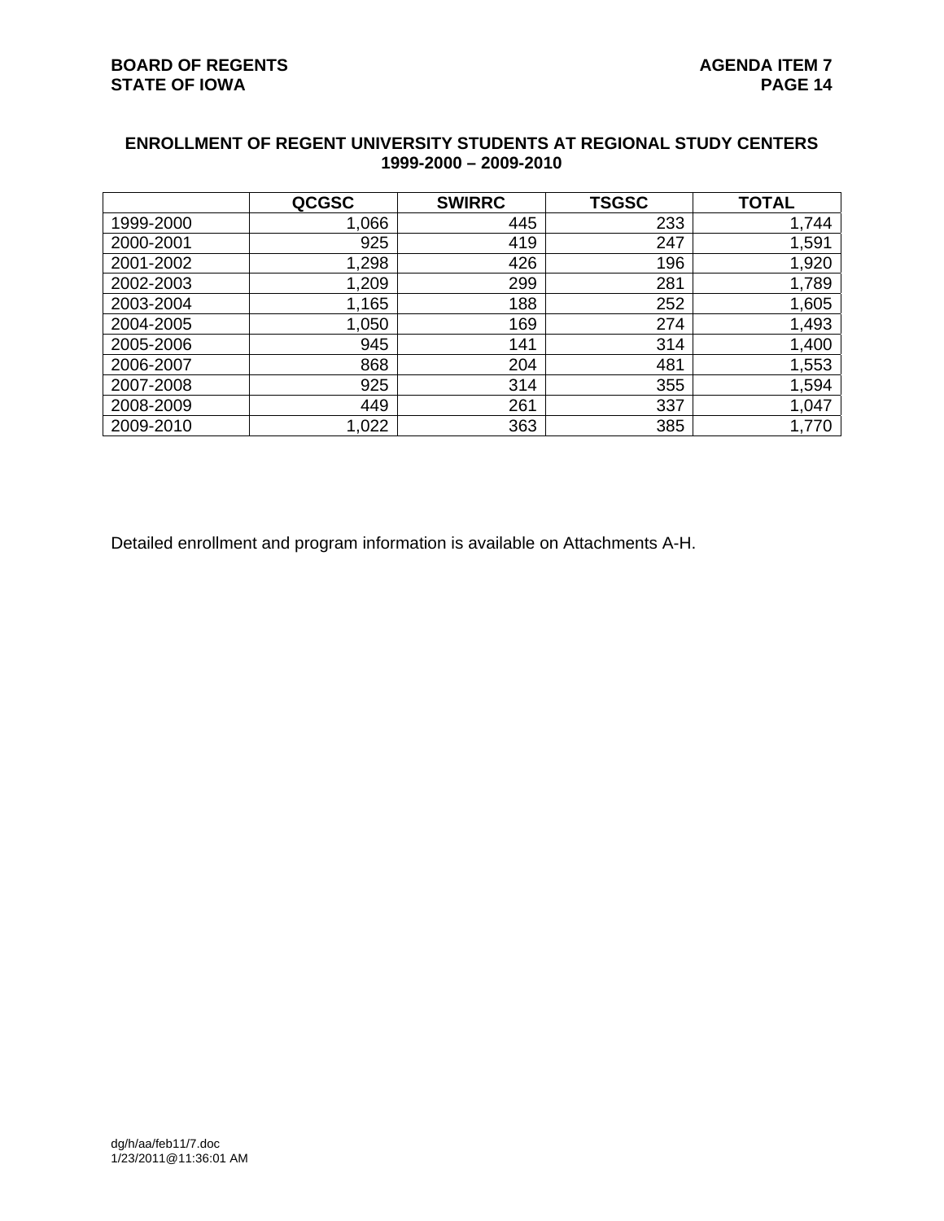## ENROLLMENT OF REGENT UNIVERSITY STUDENTS AT REGIONAL STUDY CENTERS 1999-2000 – 2009-2010

| | QCGSC | SWIRRC | TSGSC | TOTAL |
|---|---|---|---|---|
| 1999-2000 | 1,066 | 445 | 233 | 1,744 |
| 2000-2001 | 925 | 419 | 247 | 1,591 |
| 2001-2002 | 1,298 | 426 | 196 | 1,920 |
| 2002-2003 | 1,209 | 299 | 281 | 1,789 |
| 2003-2004 | 1,165 | 188 | 252 | 1,605 |
| 2004-2005 | 1,050 | 169 | 274 | 1,493 |
| 2005-2006 | 945 | 141 | 314 | 1,400 |
| 2006-2007 | 868 | 204 | 481 | 1,553 |
| 2007-2008 | 925 | 314 | 355 | 1,594 |
| 2008-2009 | 449 | 261 | 337 | 1,047 |
| 2009-2010 | 1,022 | 363 | 385 | 1,770 |

Detailed enrollment and program information is available on Attachments A-H.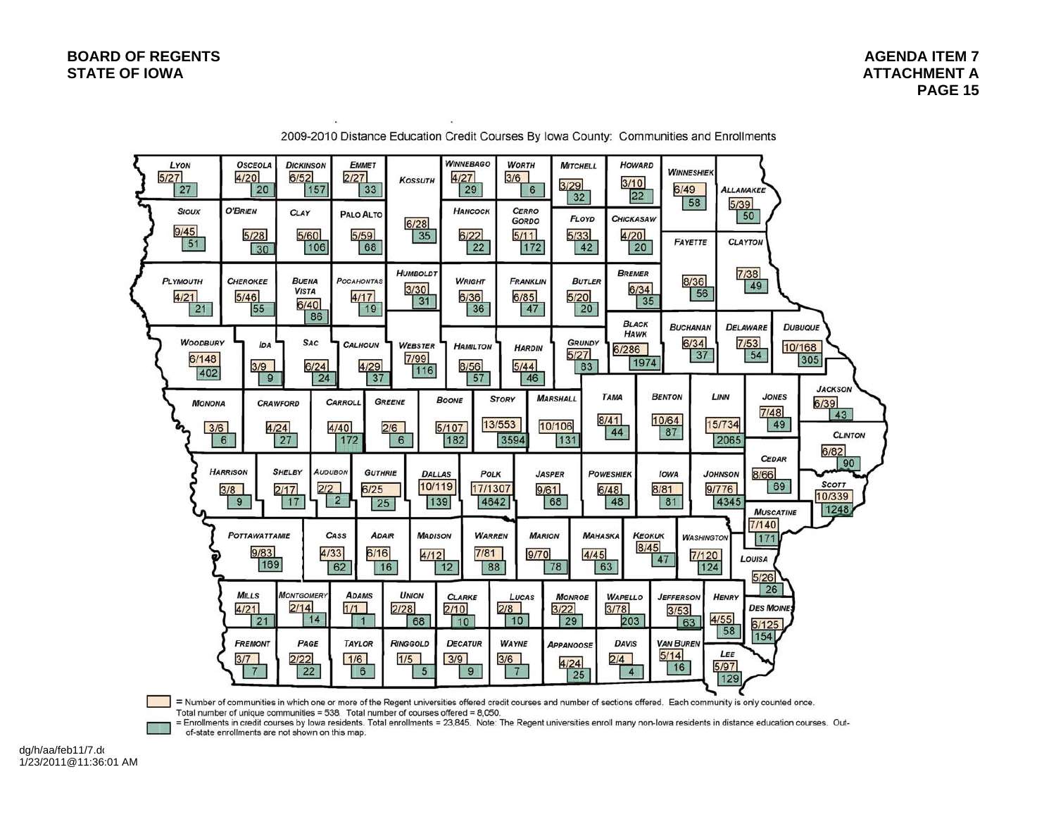## 2009-2010 Distance Education Credit Courses By Iowa County: Communities and Enrollments

| County | Communities/Sections | Enrollments |
|---|---|---|
| Lyon | 5/27 | 27 |
| Osceola | 4/20 | 20 |
| Dickinson | 6/52 | 157 |
| Emmet | 2/27 | 33 |
| Kossuth | 6/28 | 35 |
| Winnebago | 4/27 | 29 |
| Worth | 3/6 | 6 |
| Mitchell | 3/29 | 32 |
| Howard | 3/10 | 22 |
| Winneshiek | 6/49 | 58 |
| Allamakee | 5/39 | 50 |
| Sioux | 9/45 | 51 |
| O'Brien | 5/28 | 30 |
| Clay | 5/60 | 106 |
| Palo Alto | 5/59 | 68 |
| Hancock | 6/22 | 22 |
| Cerro Gordo | 5/11 | 172 |
| Floyd | 5/33 | 42 |
| Chickasaw | 4/20 | 20 |
| Fayette | 8/36 | 56 |
| Clayton | 7/38 | 49 |
| Plymouth | 4/21 | 21 |
| Cherokee | 5/46 | 55 |
| Buena Vista | 6/40 | 86 |
| Pocahontas | 4/17 | 19 |
| Humboldt | 3/30 | 31 |
| Wright | 6/36 | 36 |
| Franklin | 6/85 | 47 |
| Butler | 5/20 | 20 |
| Bremer | 6/34 | 35 |
| Black Hawk | 6/286 | 1974 |
| Buchanan | 6/34 | 37 |
| Delaware | 7/53 | 54 |
| Dubuque | 10/168 | 305 |
| Woodbury | 6/148 | 402 |
| Ida | 3/9 | 9 |
| Sac | 6/24 | 24 |
| Calhoun | 4/29 | 37 |
| Webster | 7/99 | 116 |
| Hamilton | 6/56 | 57 |
| Hardin | 5/44 | 46 |
| Grundy | 5/27 | 83 |
| Tama | 8/41 | 44 |
| Benton | 10/64 | 87 |
| Linn | 15/734 | 2065 |
| Jones | 7/48 | 49 |
| Jackson | 6/39 | 43 |
| Monona | 3/6 | 6 |
| Crawford | 4/24 | 27 |
| Carroll | 4/40 | 172 |
| Greene | 2/6 | 6 |
| Boone | 5/107 | 182 |
| Story | 13/553 | 3594 |
| Marshall | 10/106 | 131 |
| Clinton | 6/82 | 90 |
| Cedar | 8/66 | 69 |
| Harrison | 3/8 | 9 |
| Shelby | 2/17 | 17 |
| Audubon | 2/2 | 2 |
| Guthrie | 6/25 | 25 |
| Dallas | 10/119 | 139 |
| Polk | 17/1307 | 4642 |
| Jasper | 9/61 | 68 |
| Poweshiek | 6/48 | 48 |
| Iowa | 8/81 | 81 |
| Johnson | 9/776 | 4345 |
| Scott | 10/339 | 1248 |
| Muscatine | 7/140 | 171 |
| Pottawattamie | 9/83 | 169 |
| Cass | 4/33 | 62 |
| Adair | 6/16 | 16 |
| Madison | 4/12 | 12 |
| Warren | 7/81 | 88 |
| Marion | 9/70 | 78 |
| Mahaska | 4/45 | 63 |
| Keokuk | 8/45 | 47 |
| Washington | 7/120 | 124 |
| Louisa | 5/26 | 26 |
| Mills | 4/21 | 21 |
| Montgomery | 2/14 | 14 |
| Adams | 1/1 | 1 |
| Union | 2/28 | 68 |
| Clarke | 2/10 | 10 |
| Lucas | 2/8 | 10 |
| Monroe | 3/22 | 29 |
| Wapello | 3/78 | 203 |
| Jefferson | 3/53 | 63 |
| Henry | 4/55 | 58 |
| Des Moines | 6/125 | 154 |
| Fremont | 3/7 | 7 |
| Page | 2/22 | 22 |
| Taylor | 1/6 | 6 |
| Ringgold | 1/5 | 5 |
| Decatur | 3/9 | 9 |
| Wayne | 3/6 | 7 |
| Appanoose | 4/24 | 25 |
| Davis | 2/4 | 4 |
| Van Buren | 5/14 | 16 |
| Lee | 5/97 | 129 |

(Tan box) = Number of communities in which one or more of the Regent universities offered credit courses and number of sections offered. Each community is only counted once. Total number of unique communities = 538. Total number of courses offered = 8,050.

(Green box) = Enrollments in credit courses by Iowa residents. Total enrollments = 23,845. Note: The Regent universities enroll many non-Iowa residents in distance education courses. Out-of-state enrollments are not shown on this map.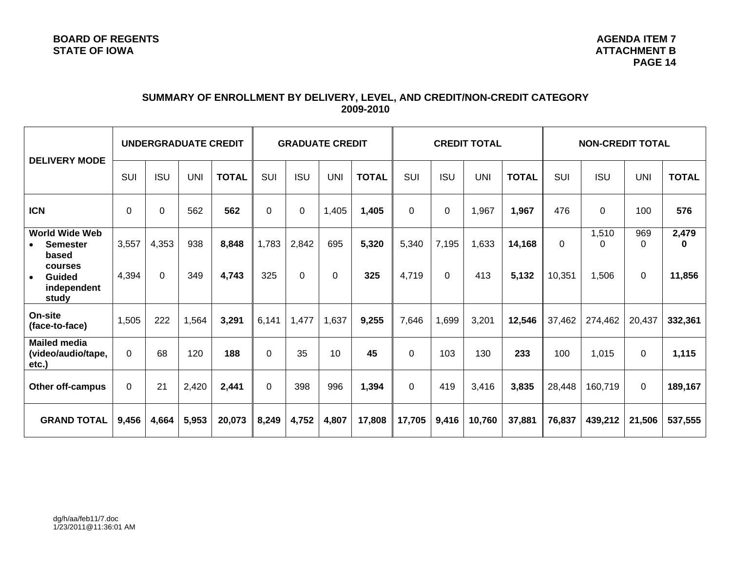BOARD OF REGENTS
STATE OF IOWA

AGENDA ITEM 7
ATTACHMENT B
PAGE 14

## SUMMARY OF ENROLLMENT BY DELIVERY, LEVEL, AND CREDIT/NON-CREDIT CATEGORY 2009-2010

| DELIVERY MODE | UNDERGRADUATE CREDIT | | | | GRADUATE CREDIT | | | | CREDIT TOTAL | | | | NON-CREDIT TOTAL | | | |
|---|---|---|---|---|---|---|---|---|---|---|---|---|---|---|---|---|
| | SUI | ISU | UNI | TOTAL | SUI | ISU | UNI | TOTAL | SUI | ISU | UNI | TOTAL | SUI | ISU | UNI | TOTAL |
| **ICN** | 0 | 0 | 562 | **562** | 0 | 0 | 1,405 | **1,405** | 0 | 0 | 1,967 | **1,967** | 476 | 0 | 100 | **576** |
| **World Wide Web** • **Semester based courses** | 3,557 | 4,353 | 938 | **8,848** | 1,783 | 2,842 | 695 | **5,320** | 5,340 | 7,195 | 1,633 | **14,168** | 0 | 1,510 0 | 969 0 | **2,479 0** |
| • **Guided independent study** | 4,394 | 0 | 349 | **4,743** | 325 | 0 | 0 | **325** | 4,719 | 0 | 413 | **5,132** | 10,351 | 1,506 | 0 | **11,856** |
| **On-site (face-to-face)** | 1,505 | 222 | 1,564 | **3,291** | 6,141 | 1,477 | 1,637 | **9,255** | 7,646 | 1,699 | 3,201 | **12,546** | 37,462 | 274,462 | 20,437 | **332,361** |
| **Mailed media (video/audio/tape, etc.)** | 0 | 68 | 120 | **188** | 0 | 35 | 10 | **45** | 0 | 103 | 130 | **233** | 100 | 1,015 | 0 | **1,115** |
| **Other off-campus** | 0 | 21 | 2,420 | **2,441** | 0 | 398 | 996 | **1,394** | 0 | 419 | 3,416 | **3,835** | 28,448 | 160,719 | 0 | **189,167** |
| **GRAND TOTAL** | **9,456** | **4,664** | **5,953** | **20,073** | **8,249** | **4,752** | **4,807** | **17,808** | **17,705** | **9,416** | **10,760** | **37,881** | **76,837** | **439,212** | **21,506** | **537,555** |

dg/h/aa/feb11/7.doc
1/23/2011@11:36:01 AM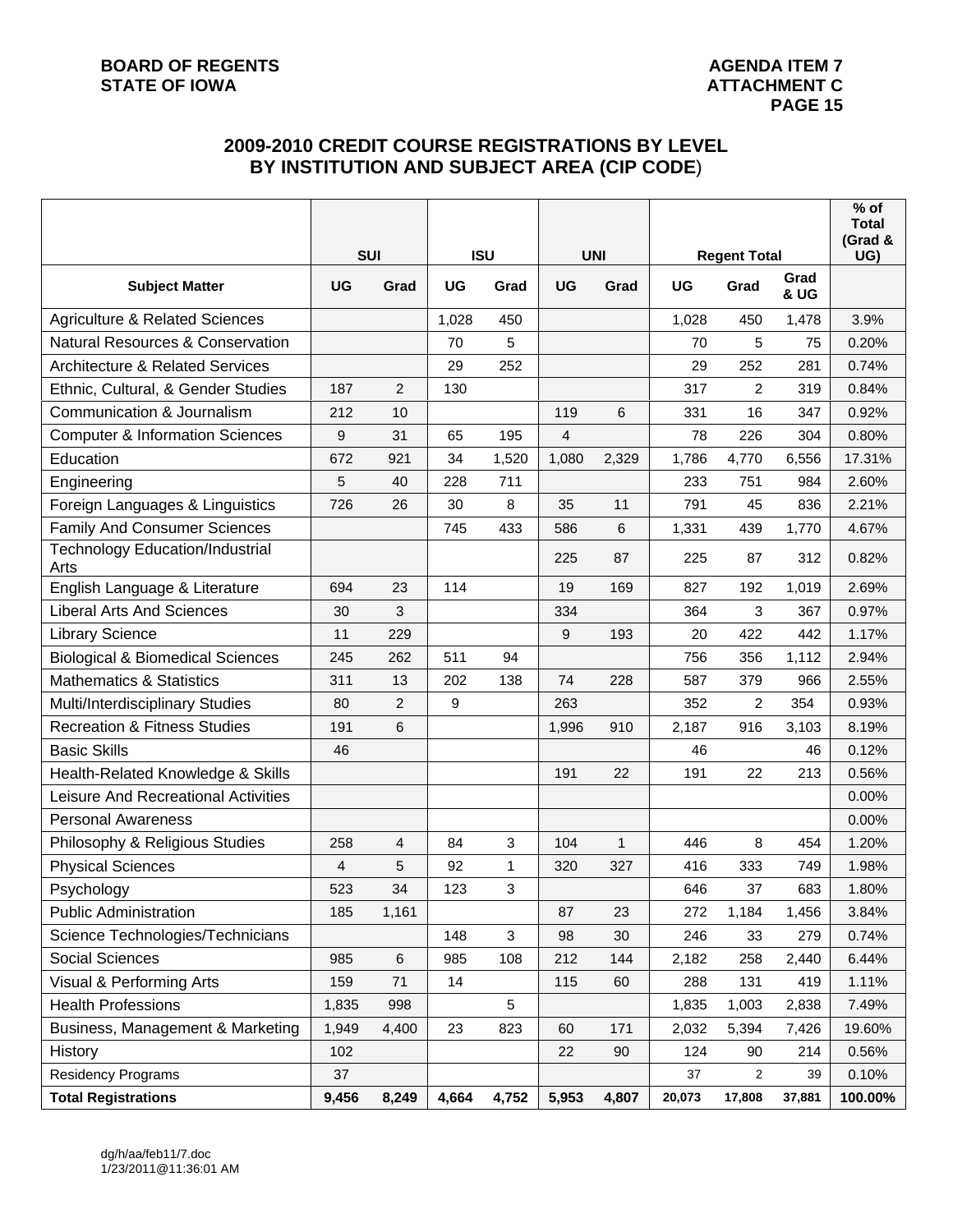BOARD OF REGENTS
STATE OF IOWA

AGENDA ITEM 7
ATTACHMENT C

## 2009-2010 CREDIT COURSE REGISTRATIONS BY LEVEL BY INSTITUTION AND SUBJECT AREA (CIP CODE)

| | SUI | | ISU | | UNI | | Regent Total | | | % of Total (Grad & UG) |
|---|---|---|---|---|---|---|---|---|---|---|
| **Subject Matter** | **UG** | **Grad** | **UG** | **Grad** | **UG** | **Grad** | **UG** | **Grad** | **Grad & UG** | |
| Agriculture & Related Sciences | | | 1,028 | 450 | | | 1,028 | 450 | 1,478 | 3.9% |
| Natural Resources & Conservation | | | 70 | 5 | | | 70 | 5 | 75 | 0.20% |
| Architecture & Related Services | | | 29 | 252 | | | 29 | 252 | 281 | 0.74% |
| Ethnic, Cultural, & Gender Studies | 187 | 2 | 130 | | | | 317 | 2 | 319 | 0.84% |
| Communication & Journalism | 212 | 10 | | | 119 | 6 | 331 | 16 | 347 | 0.92% |
| Computer & Information Sciences | 9 | 31 | 65 | 195 | 4 | | 78 | 226 | 304 | 0.80% |
| Education | 672 | 921 | 34 | 1,520 | 1,080 | 2,329 | 1,786 | 4,770 | 6,556 | 17.31% |
| Engineering | 5 | 40 | 228 | 711 | | | 233 | 751 | 984 | 2.60% |
| Foreign Languages & Linguistics | 726 | 26 | 30 | 8 | 35 | 11 | 791 | 45 | 836 | 2.21% |
| Family And Consumer Sciences | | | 745 | 433 | 586 | 6 | 1,331 | 439 | 1,770 | 4.67% |
| Technology Education/Industrial Arts | | | | | 225 | 87 | 225 | 87 | 312 | 0.82% |
| English Language & Literature | 694 | 23 | 114 | | 19 | 169 | 827 | 192 | 1,019 | 2.69% |
| Liberal Arts And Sciences | 30 | 3 | | | 334 | | 364 | 3 | 367 | 0.97% |
| Library Science | 11 | 229 | | | 9 | 193 | 20 | 422 | 442 | 1.17% |
| Biological & Biomedical Sciences | 245 | 262 | 511 | 94 | | | 756 | 356 | 1,112 | 2.94% |
| Mathematics & Statistics | 311 | 13 | 202 | 138 | 74 | 228 | 587 | 379 | 966 | 2.55% |
| Multi/Interdisciplinary Studies | 80 | 2 | 9 | | 263 | | 352 | 2 | 354 | 0.93% |
| Recreation & Fitness Studies | 191 | 6 | | | 1,996 | 910 | 2,187 | 916 | 3,103 | 8.19% |
| Basic Skills | 46 | | | | | | 46 | | 46 | 0.12% |
| Health-Related Knowledge & Skills | | | | | 191 | 22 | 191 | 22 | 213 | 0.56% |
| Leisure And Recreational Activities | | | | | | | | | | 0.00% |
| Personal Awareness | | | | | | | | | | 0.00% |
| Philosophy & Religious Studies | 258 | 4 | 84 | 3 | 104 | 1 | 446 | 8 | 454 | 1.20% |
| Physical Sciences | 4 | 5 | 92 | 1 | 320 | 327 | 416 | 333 | 749 | 1.98% |
| Psychology | 523 | 34 | 123 | 3 | | | 646 | 37 | 683 | 1.80% |
| Public Administration | 185 | 1,161 | | | 87 | 23 | 272 | 1,184 | 1,456 | 3.84% |
| Science Technologies/Technicians | | | 148 | 3 | 98 | 30 | 246 | 33 | 279 | 0.74% |
| Social Sciences | 985 | 6 | 985 | 108 | 212 | 144 | 2,182 | 258 | 2,440 | 6.44% |
| Visual & Performing Arts | 159 | 71 | 14 | | 115 | 60 | 288 | 131 | 419 | 1.11% |
| Health Professions | 1,835 | 998 | | 5 | | | 1,835 | 1,003 | 2,838 | 7.49% |
| Business, Management & Marketing | 1,949 | 4,400 | 23 | 823 | 60 | 171 | 2,032 | 5,394 | 7,426 | 19.60% |
| History | 102 | | | | 22 | 90 | 124 | 90 | 214 | 0.56% |
| Residency Programs | 37 | | | | | | 37 | 2 | 39 | 0.10% |
| **Total Registrations** | **9,456** | **8,249** | **4,664** | **4,752** | **5,953** | **4,807** | **20,073** | **17,808** | **37,881** | **100.00%** |

dg/h/aa/feb11/7.doc
1/23/2011@11:36:01 AM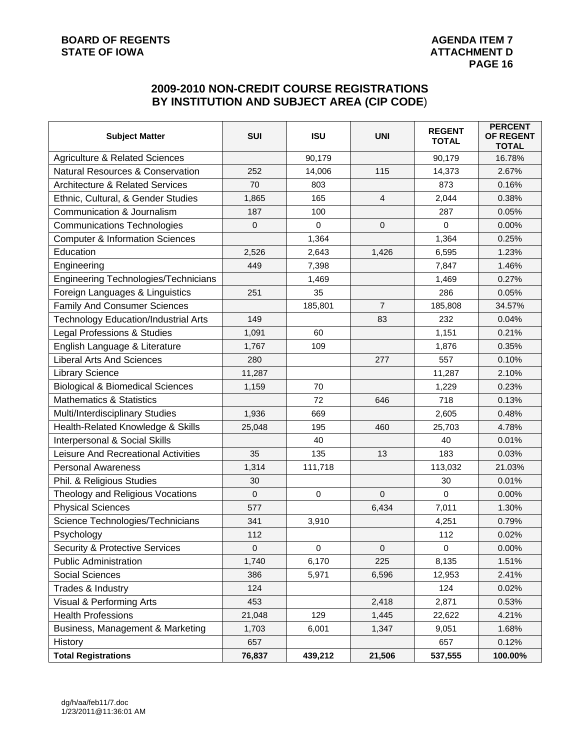BOARD OF REGENTS
STATE OF IOWA

AGENDA ITEM 7
ATTACHMENT D
PAGE 16

## 2009-2010 NON-CREDIT COURSE REGISTRATIONS BY INSTITUTION AND SUBJECT AREA (CIP CODE)

| Subject Matter | SUI | ISU | UNI | REGENT TOTAL | PERCENT OF REGENT TOTAL |
|---|---|---|---|---|---|
| Agriculture & Related Sciences | | 90,179 | | 90,179 | 16.78% |
| Natural Resources & Conservation | 252 | 14,006 | 115 | 14,373 | 2.67% |
| Architecture & Related Services | 70 | 803 | | 873 | 0.16% |
| Ethnic, Cultural, & Gender Studies | 1,865 | 165 | 4 | 2,044 | 0.38% |
| Communication & Journalism | 187 | 100 | | 287 | 0.05% |
| Communications Technologies | 0 | 0 | 0 | 0 | 0.00% |
| Computer & Information Sciences | | 1,364 | | 1,364 | 0.25% |
| Education | 2,526 | 2,643 | 1,426 | 6,595 | 1.23% |
| Engineering | 449 | 7,398 | | 7,847 | 1.46% |
| Engineering Technologies/Technicians | | 1,469 | | 1,469 | 0.27% |
| Foreign Languages & Linguistics | 251 | 35 | | 286 | 0.05% |
| Family And Consumer Sciences | | 185,801 | 7 | 185,808 | 34.57% |
| Technology Education/Industrial Arts | 149 | | 83 | 232 | 0.04% |
| Legal Professions & Studies | 1,091 | 60 | | 1,151 | 0.21% |
| English Language & Literature | 1,767 | 109 | | 1,876 | 0.35% |
| Liberal Arts And Sciences | 280 | | 277 | 557 | 0.10% |
| Library Science | 11,287 | | | 11,287 | 2.10% |
| Biological & Biomedical Sciences | 1,159 | 70 | | 1,229 | 0.23% |
| Mathematics & Statistics | | 72 | 646 | 718 | 0.13% |
| Multi/Interdisciplinary Studies | 1,936 | 669 | | 2,605 | 0.48% |
| Health-Related Knowledge & Skills | 25,048 | 195 | 460 | 25,703 | 4.78% |
| Interpersonal & Social Skills | | 40 | | 40 | 0.01% |
| Leisure And Recreational Activities | 35 | 135 | 13 | 183 | 0.03% |
| Personal Awareness | 1,314 | 111,718 | | 113,032 | 21.03% |
| Phil. & Religious Studies | 30 | | | 30 | 0.01% |
| Theology and Religious Vocations | 0 | 0 | 0 | 0 | 0.00% |
| Physical Sciences | 577 | | 6,434 | 7,011 | 1.30% |
| Science Technologies/Technicians | 341 | 3,910 | | 4,251 | 0.79% |
| Psychology | 112 | | | 112 | 0.02% |
| Security & Protective Services | 0 | 0 | 0 | 0 | 0.00% |
| Public Administration | 1,740 | 6,170 | 225 | 8,135 | 1.51% |
| Social Sciences | 386 | 5,971 | 6,596 | 12,953 | 2.41% |
| Trades & Industry | 124 | | | 124 | 0.02% |
| Visual & Performing Arts | 453 | | 2,418 | 2,871 | 0.53% |
| Health Professions | 21,048 | 129 | 1,445 | 22,622 | 4.21% |
| Business, Management & Marketing | 1,703 | 6,001 | 1,347 | 9,051 | 1.68% |
| History | 657 | | | 657 | 0.12% |
| **Total Registrations** | **76,837** | **439,212** | **21,506** | **537,555** | **100.00%** |

dg/h/aa/feb11/7.doc
1/23/2011@11:36:01 AM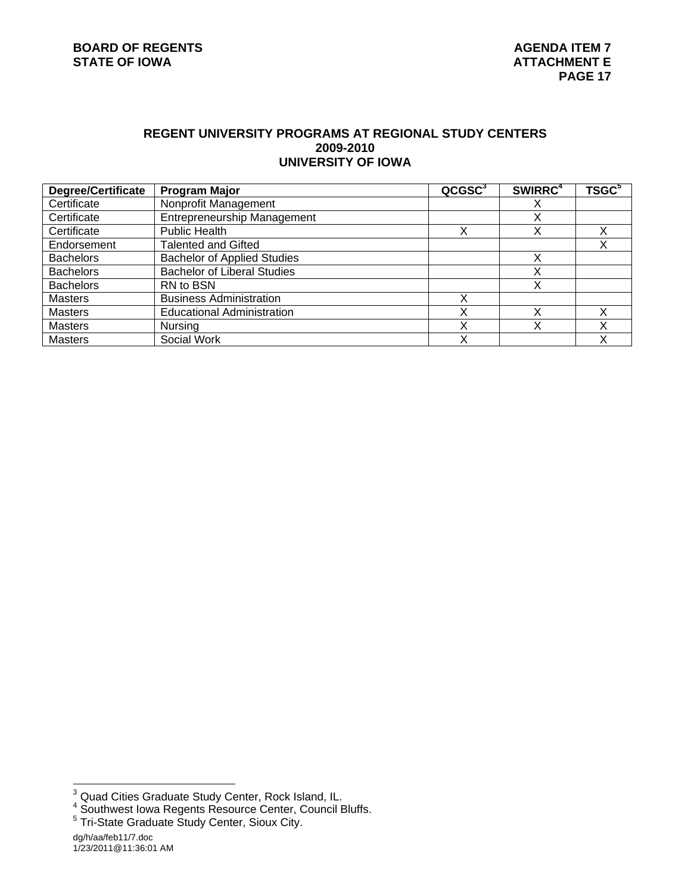## REGENT UNIVERSITY PROGRAMS AT REGIONAL STUDY CENTERS
## 2009-2010
## UNIVERSITY OF IOWA

| Degree/Certificate | Program Major | QCGSC[3] | SWIRRC[4] | TSGC[5] |
|---|---|---|---|---|
| Certificate | Nonprofit Management | | X | |
| Certificate | Entrepreneurship Management | | X | |
| Certificate | Public Health | X | X | X |
| Endorsement | Talented and Gifted | | | X |
| Bachelors | Bachelor of Applied Studies | | X | |
| Bachelors | Bachelor of Liberal Studies | | X | |
| Bachelors | RN to BSN | | X | |
| Masters | Business Administration | X | | |
| Masters | Educational Administration | X | X | X |
| Masters | Nursing | X | X | X |
| Masters | Social Work | X | | X |

[3] Quad Cities Graduate Study Center, Rock Island, IL.
[4] Southwest Iowa Regents Resource Center, Council Bluffs.
[5] Tri-State Graduate Study Center, Sioux City.

dg/h/aa/feb11/7.doc
1/23/2011@11:36:01 AM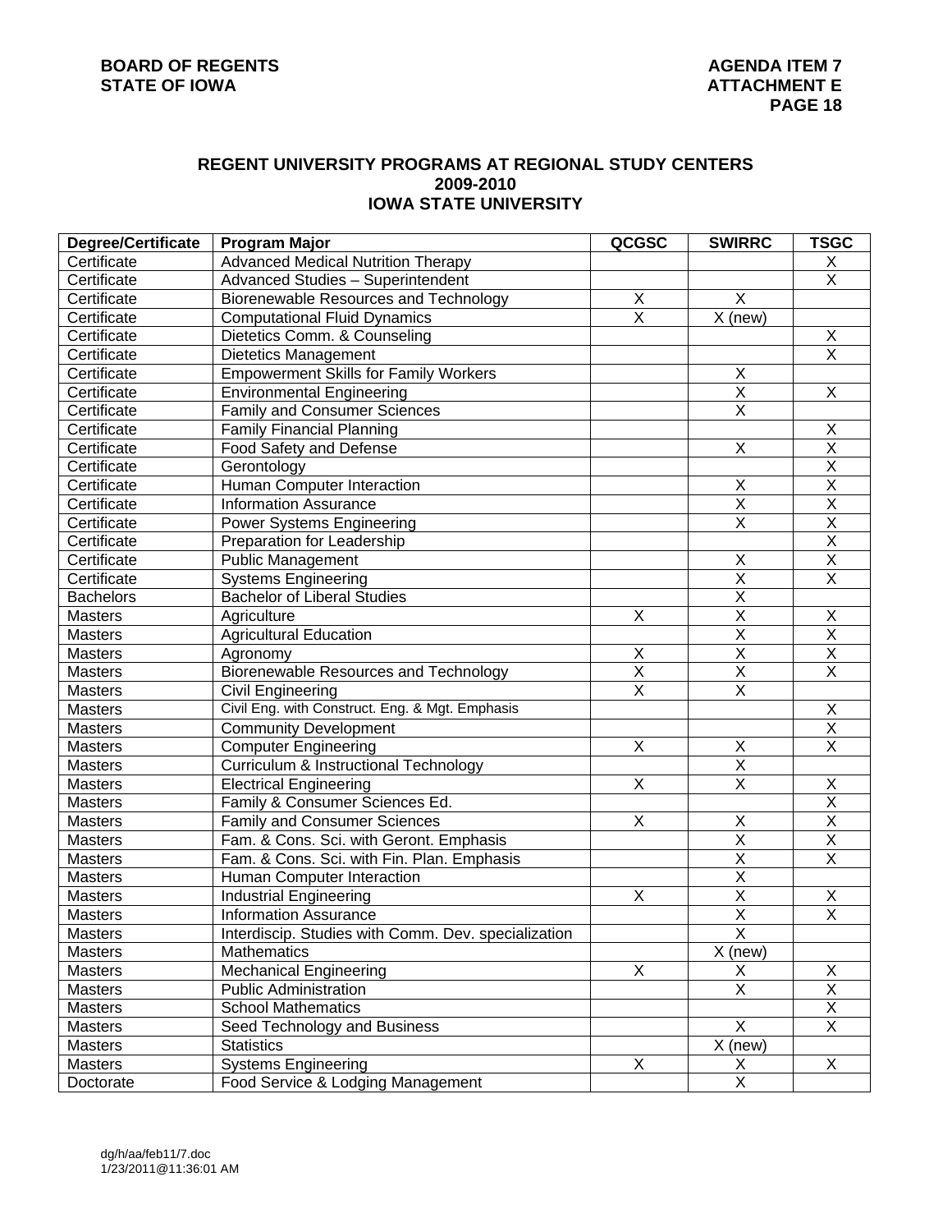## REGENT UNIVERSITY PROGRAMS AT REGIONAL STUDY CENTERS
## 2009-2010
## IOWA STATE UNIVERSITY

| Degree/Certificate | Program Major | QCGSC | SWIRRC | TSGC |
|---|---|---|---|---|
| Certificate | Advanced Medical Nutrition Therapy | | | X |
| Certificate | Advanced Studies – Superintendent | | | X |
| Certificate | Biorenewable Resources and Technology | X | X | |
| Certificate | Computational Fluid Dynamics | X | X (new) | |
| Certificate | Dietetics Comm. & Counseling | | | X |
| Certificate | Dietetics Management | | | X |
| Certificate | Empowerment Skills for Family Workers | | X | |
| Certificate | Environmental Engineering | | X | X |
| Certificate | Family and Consumer Sciences | | X | |
| Certificate | Family Financial Planning | | | X |
| Certificate | Food Safety and Defense | | X | X |
| Certificate | Gerontology | | | X |
| Certificate | Human Computer Interaction | | X | X |
| Certificate | Information Assurance | | X | X |
| Certificate | Power Systems Engineering | | X | X |
| Certificate | Preparation for Leadership | | | X |
| Certificate | Public Management | | X | X |
| Certificate | Systems Engineering | | X | X |
| Bachelors | Bachelor of Liberal Studies | | X | |
| Masters | Agriculture | X | X | X |
| Masters | Agricultural Education | | X | X |
| Masters | Agronomy | X | X | X |
| Masters | Biorenewable Resources and Technology | X | X | X |
| Masters | Civil Engineering | X | X | |
| Masters | Civil Eng. with Construct. Eng. & Mgt. Emphasis | | | X |
| Masters | Community Development | | | X |
| Masters | Computer Engineering | X | X | X |
| Masters | Curriculum & Instructional Technology | | X | |
| Masters | Electrical Engineering | X | X | X |
| Masters | Family & Consumer Sciences Ed. | | | X |
| Masters | Family and Consumer Sciences | X | X | X |
| Masters | Fam. & Cons. Sci. with Geront. Emphasis | | X | X |
| Masters | Fam. & Cons. Sci. with Fin. Plan. Emphasis | | X | X |
| Masters | Human Computer Interaction | | X | |
| Masters | Industrial Engineering | X | X | X |
| Masters | Information Assurance | | X | X |
| Masters | Interdiscip. Studies with Comm. Dev. specialization | | X | |
| Masters | Mathematics | | X (new) | |
| Masters | Mechanical Engineering | X | X | X |
| Masters | Public Administration | | X | X |
| Masters | School Mathematics | | | X |
| Masters | Seed Technology and Business | | X | X |
| Masters | Statistics | | X (new) | |
| Masters | Systems Engineering | X | X | X |
| Doctorate | Food Service & Lodging Management | | X | |

dg/h/aa/feb11/7.doc
1/23/2011@11:36:01 AM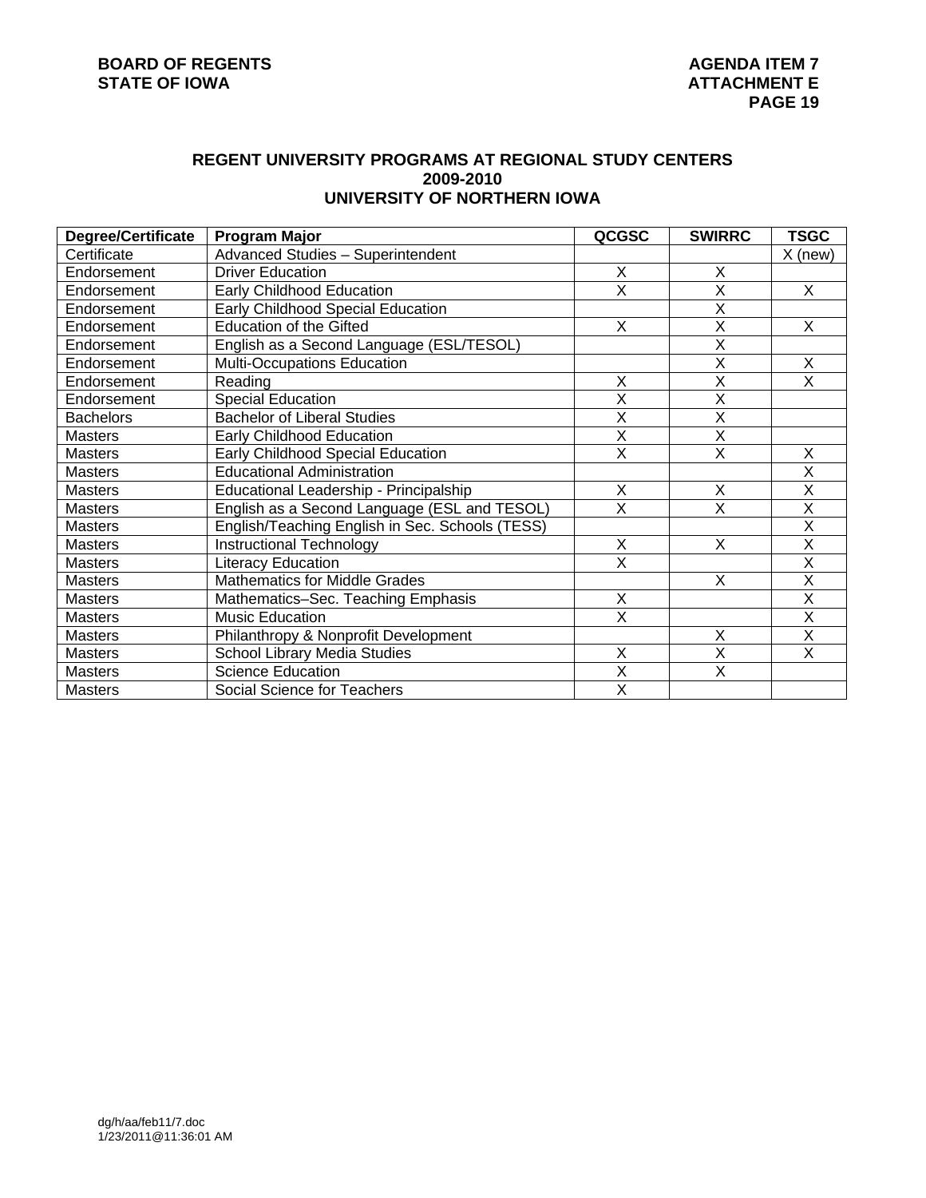## REGENT UNIVERSITY PROGRAMS AT REGIONAL STUDY CENTERS
## 2009-2010
## UNIVERSITY OF NORTHERN IOWA

| Degree/Certificate | Program Major | QCGSC | SWIRRC | TSGC |
|---|---|---|---|---|
| Certificate | Advanced Studies – Superintendent | | | X (new) |
| Endorsement | Driver Education | X | X | |
| Endorsement | Early Childhood Education | X | X | X |
| Endorsement | Early Childhood Special Education | | X | |
| Endorsement | Education of the Gifted | X | X | X |
| Endorsement | English as a Second Language (ESL/TESOL) | | X | |
| Endorsement | Multi-Occupations Education | | X | X |
| Endorsement | Reading | X | X | X |
| Endorsement | Special Education | X | X | |
| Bachelors | Bachelor of Liberal Studies | X | X | |
| Masters | Early Childhood Education | X | X | |
| Masters | Early Childhood Special Education | X | X | X |
| Masters | Educational Administration | | | X |
| Masters | Educational Leadership - Principalship | X | X | X |
| Masters | English as a Second Language (ESL and TESOL) | X | X | X |
| Masters | English/Teaching English in Sec. Schools (TESS) | | | X |
| Masters | Instructional Technology | X | X | X |
| Masters | Literacy Education | X | | X |
| Masters | Mathematics for Middle Grades | | X | X |
| Masters | Mathematics–Sec. Teaching Emphasis | X | | X |
| Masters | Music Education | X | | X |
| Masters | Philanthropy & Nonprofit Development | | X | X |
| Masters | School Library Media Studies | X | X | X |
| Masters | Science Education | X | X | |
| Masters | Social Science for Teachers | X | | |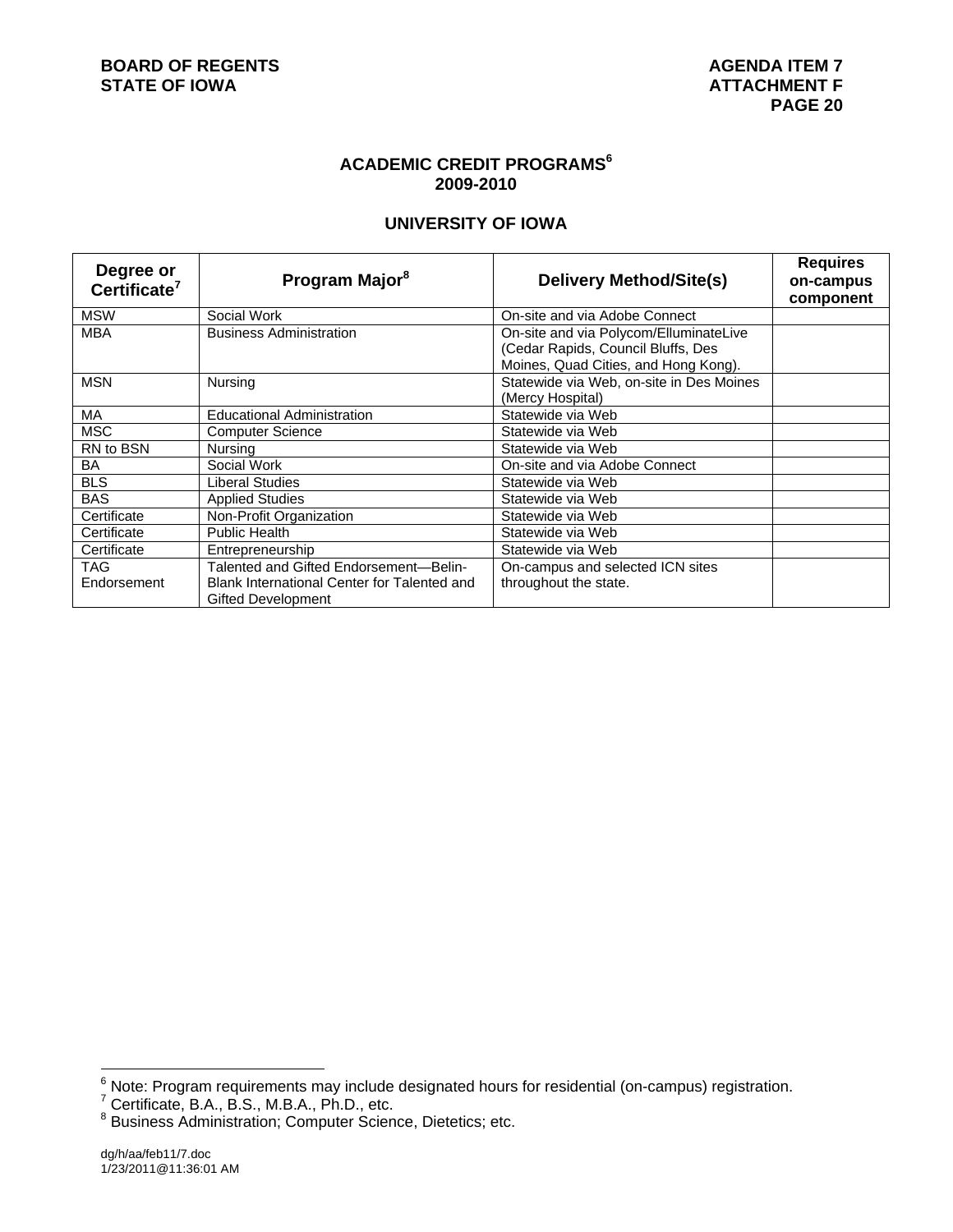## ACADEMIC CREDIT PROGRAMS[6]
## 2009-2010

### UNIVERSITY OF IOWA

| Degree or Certificate[7] | Program Major[8] | Delivery Method/Site(s) | Requires on-campus component |
|---|---|---|---|
| MSW | Social Work | On-site and via Adobe Connect | |
| MBA | Business Administration | On-site and via Polycom/ElluminateLive (Cedar Rapids, Council Bluffs, Des Moines, Quad Cities, and Hong Kong). | |
| MSN | Nursing | Statewide via Web, on-site in Des Moines (Mercy Hospital) | |
| MA | Educational Administration | Statewide via Web | |
| MSC | Computer Science | Statewide via Web | |
| RN to BSN | Nursing | Statewide via Web | |
| BA | Social Work | On-site and via Adobe Connect | |
| BLS | Liberal Studies | Statewide via Web | |
| BAS | Applied Studies | Statewide via Web | |
| Certificate | Non-Profit Organization | Statewide via Web | |
| Certificate | Public Health | Statewide via Web | |
| Certificate | Entrepreneurship | Statewide via Web | |
| TAG Endorsement | Talented and Gifted Endorsement—Belin-Blank International Center for Talented and Gifted Development | On-campus and selected ICN sites throughout the state. | |

[6] Note: Program requirements may include designated hours for residential (on-campus) registration.
[7] Certificate, B.A., B.S., M.B.A., Ph.D., etc.
[8] Business Administration; Computer Science, Dietetics; etc.

dg/h/aa/feb11/7.doc
1/23/2011@11:36:01 AM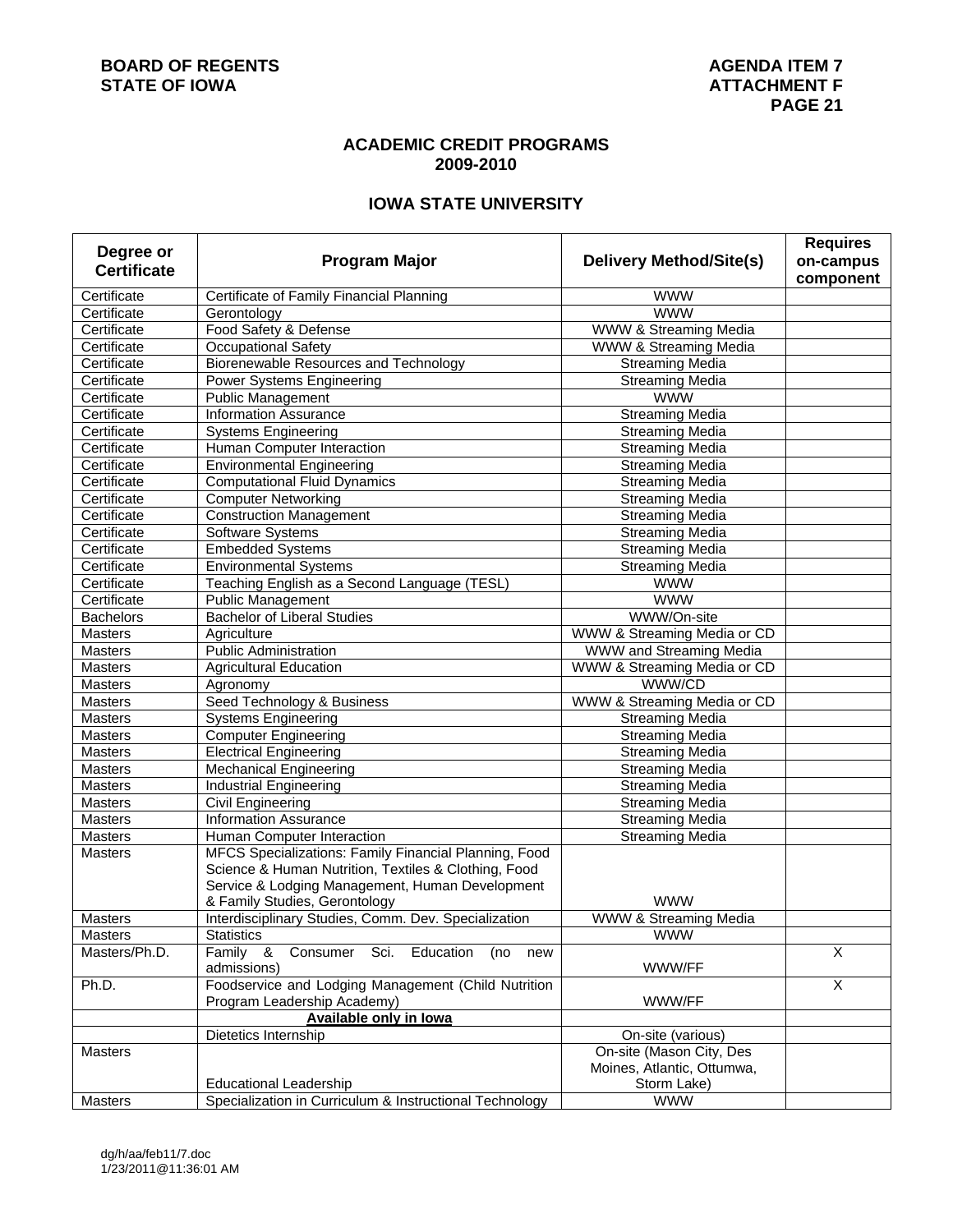## ACADEMIC CREDIT PROGRAMS
## 2009-2010

## IOWA STATE UNIVERSITY

| Degree or Certificate | Program Major | Delivery Method/Site(s) | Requires on-campus component |
|---|---|---|---|
| Certificate | Certificate of Family Financial Planning | WWW | |
| Certificate | Gerontology | WWW | |
| Certificate | Food Safety & Defense | WWW & Streaming Media | |
| Certificate | Occupational Safety | WWW & Streaming Media | |
| Certificate | Biorenewable Resources and Technology | Streaming Media | |
| Certificate | Power Systems Engineering | Streaming Media | |
| Certificate | Public Management | WWW | |
| Certificate | Information Assurance | Streaming Media | |
| Certificate | Systems Engineering | Streaming Media | |
| Certificate | Human Computer Interaction | Streaming Media | |
| Certificate | Environmental Engineering | Streaming Media | |
| Certificate | Computational Fluid Dynamics | Streaming Media | |
| Certificate | Computer Networking | Streaming Media | |
| Certificate | Construction Management | Streaming Media | |
| Certificate | Software Systems | Streaming Media | |
| Certificate | Embedded Systems | Streaming Media | |
| Certificate | Environmental Systems | Streaming Media | |
| Certificate | Teaching English as a Second Language (TESL) | WWW | |
| Certificate | Public Management | WWW | |
| Bachelors | Bachelor of Liberal Studies | WWW/On-site | |
| Masters | Agriculture | WWW & Streaming Media or CD | |
| Masters | Public Administration | WWW and Streaming Media | |
| Masters | Agricultural Education | WWW & Streaming Media or CD | |
| Masters | Agronomy | WWW/CD | |
| Masters | Seed Technology & Business | WWW & Streaming Media or CD | |
| Masters | Systems Engineering | Streaming Media | |
| Masters | Computer Engineering | Streaming Media | |
| Masters | Electrical Engineering | Streaming Media | |
| Masters | Mechanical Engineering | Streaming Media | |
| Masters | Industrial Engineering | Streaming Media | |
| Masters | Civil Engineering | Streaming Media | |
| Masters | Information Assurance | Streaming Media | |
| Masters | Human Computer Interaction | Streaming Media | |
| Masters | MFCS Specializations: Family Financial Planning, Food Science & Human Nutrition, Textiles & Clothing, Food Service & Lodging Management, Human Development & Family Studies, Gerontology | WWW | |
| Masters | Interdisciplinary Studies, Comm. Dev. Specialization | WWW & Streaming Media | |
| Masters | Statistics | WWW | |
| Masters/Ph.D. | Family & Consumer Sci. Education (no new admissions) | WWW/FF | X |
| Ph.D. | Foodservice and Lodging Management (Child Nutrition Program Leadership Academy) | WWW/FF | X |
| | **Available only in Iowa** | | |
| | Dietetics Internship | On-site (various) | |
| Masters | Educational Leadership | On-site (Mason City, Des Moines, Atlantic, Ottumwa, Storm Lake) | |
| Masters | Specialization in Curriculum & Instructional Technology | WWW | |

dg/h/aa/feb11/7.doc
1/23/2011@11:36:01 AM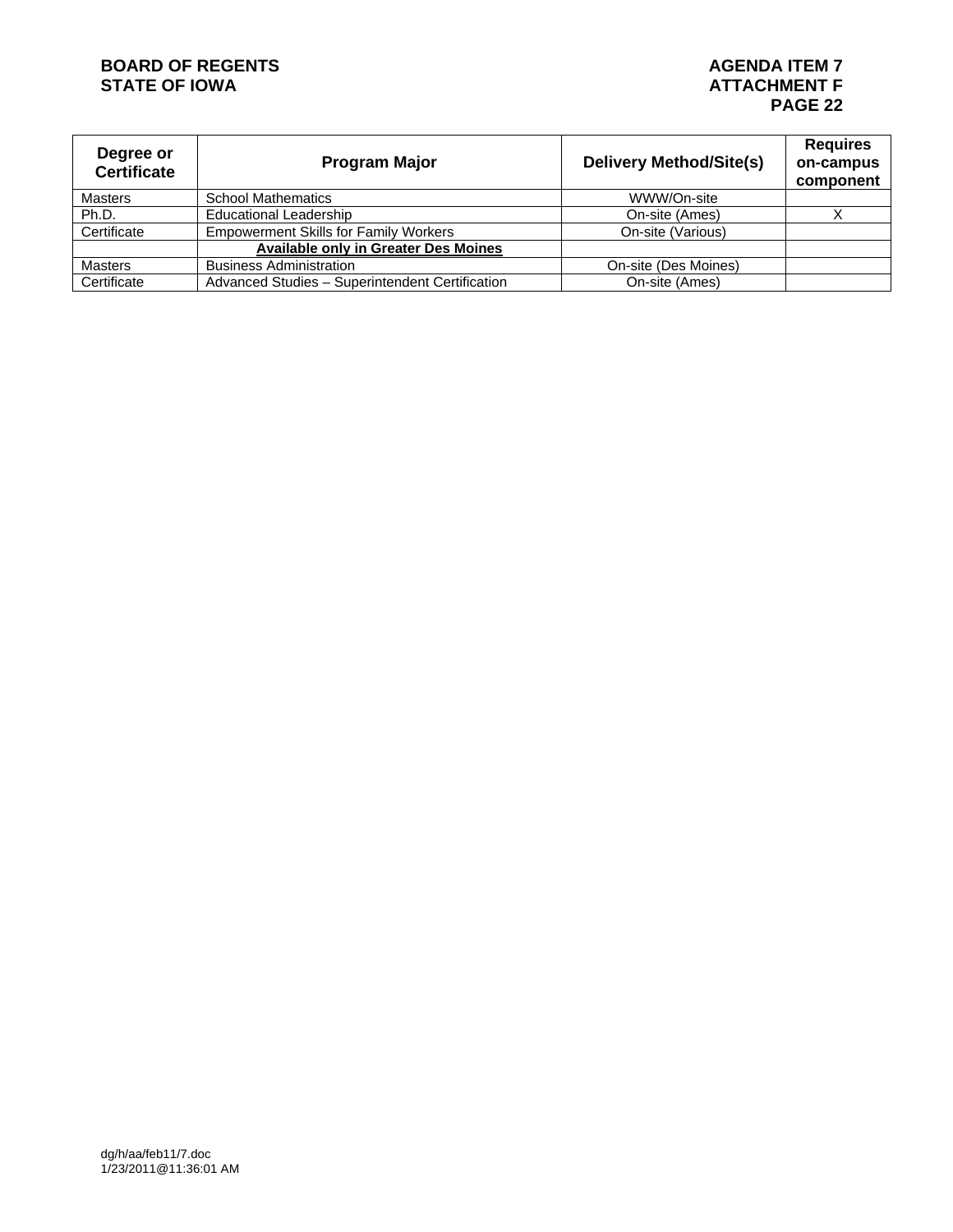| Degree or Certificate | Program Major | Delivery Method/Site(s) | Requires on-campus component |
|---|---|---|---|
| Masters | School Mathematics | WWW/On-site | |
| Ph.D. | Educational Leadership | On-site (Ames) | X |
| Certificate | Empowerment Skills for Family Workers | On-site (Various) | |
| | **Available only in Greater Des Moines** | | |
| Masters | Business Administration | On-site (Des Moines) | |
| Certificate | Advanced Studies – Superintendent Certification | On-site (Ames) | |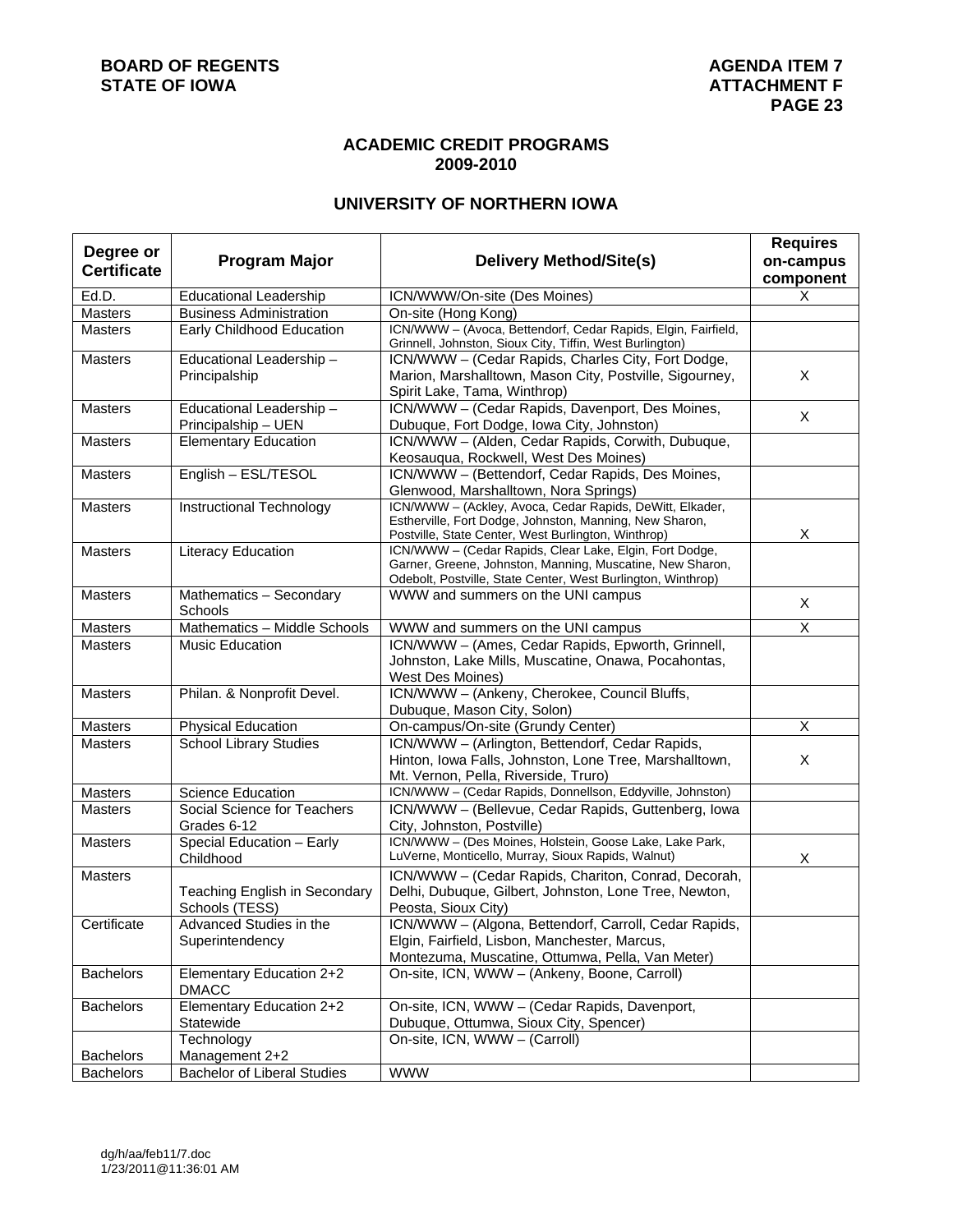BOARD OF REGENTS
STATE OF IOWA

AGENDA ITEM 7
ATTACHMENT F

## ACADEMIC CREDIT PROGRAMS
## 2009-2010

## UNIVERSITY OF NORTHERN IOWA

| Degree or Certificate | Program Major | Delivery Method/Site(s) | Requires on-campus component |
|---|---|---|---|
| Ed.D. | Educational Leadership | ICN/WWW/On-site (Des Moines) | X |
| Masters | Business Administration | On-site (Hong Kong) | |
| Masters | Early Childhood Education | ICN/WWW – (Avoca, Bettendorf, Cedar Rapids, Elgin, Fairfield, Grinnell, Johnston, Sioux City, Tiffin, West Burlington) | |
| Masters | Educational Leadership – Principalship | ICN/WWW – (Cedar Rapids, Charles City, Fort Dodge, Marion, Marshalltown, Mason City, Postville, Sigourney, Spirit Lake, Tama, Winthrop) | X |
| Masters | Educational Leadership – Principalship – UEN | ICN/WWW – (Cedar Rapids, Davenport, Des Moines, Dubuque, Fort Dodge, Iowa City, Johnston) | X |
| Masters | Elementary Education | ICN/WWW – (Alden, Cedar Rapids, Corwith, Dubuque, Keosauqua, Rockwell, West Des Moines) | |
| Masters | English – ESL/TESOL | ICN/WWW – (Bettendorf, Cedar Rapids, Des Moines, Glenwood, Marshalltown, Nora Springs) | |
| Masters | Instructional Technology | ICN/WWW – (Ackley, Avoca, Cedar Rapids, DeWitt, Elkader, Estherville, Fort Dodge, Johnston, Manning, New Sharon, Postville, State Center, West Burlington, Winthrop) | X |
| Masters | Literacy Education | ICN/WWW – (Cedar Rapids, Clear Lake, Elgin, Fort Dodge, Garner, Greene, Johnston, Manning, Muscatine, New Sharon, Odebolt, Postville, State Center, West Burlington, Winthrop) | |
| Masters | Mathematics – Secondary Schools | WWW and summers on the UNI campus | X |
| Masters | Mathematics – Middle Schools | WWW and summers on the UNI campus | X |
| Masters | Music Education | ICN/WWW – (Ames, Cedar Rapids, Epworth, Grinnell, Johnston, Lake Mills, Muscatine, Onawa, Pocahontas, West Des Moines) | |
| Masters | Philan. & Nonprofit Devel. | ICN/WWW – (Ankeny, Cherokee, Council Bluffs, Dubuque, Mason City, Solon) | |
| Masters | Physical Education | On-campus/On-site (Grundy Center) | X |
| Masters | School Library Studies | ICN/WWW – (Arlington, Bettendorf, Cedar Rapids, Hinton, Iowa Falls, Johnston, Lone Tree, Marshalltown, Mt. Vernon, Pella, Riverside, Truro) | X |
| Masters | Science Education | ICN/WWW – (Cedar Rapids, Donnellson, Eddyville, Johnston) | |
| Masters | Social Science for Teachers Grades 6-12 | ICN/WWW – (Bellevue, Cedar Rapids, Guttenberg, Iowa City, Johnston, Postville) | |
| Masters | Special Education – Early Childhood | ICN/WWW – (Des Moines, Holstein, Goose Lake, Lake Park, LuVerne, Monticello, Murray, Sioux Rapids, Walnut) | X |
| Masters | Teaching English in Secondary Schools (TESS) | ICN/WWW – (Cedar Rapids, Chariton, Conrad, Decorah, Delhi, Dubuque, Gilbert, Johnston, Lone Tree, Newton, Peosta, Sioux City) | |
| Certificate | Advanced Studies in the Superintendency | ICN/WWW – (Algona, Bettendorf, Carroll, Cedar Rapids, Elgin, Fairfield, Lisbon, Manchester, Marcus, Montezuma, Muscatine, Ottumwa, Pella, Van Meter) | |
| Bachelors | Elementary Education 2+2 DMACC | On-site, ICN, WWW – (Ankeny, Boone, Carroll) | |
| Bachelors | Elementary Education 2+2 Statewide | On-site, ICN, WWW – (Cedar Rapids, Davenport, Dubuque, Ottumwa, Sioux City, Spencer) | |
| Bachelors | Technology Management 2+2 | On-site, ICN, WWW – (Carroll) | |
| Bachelors | Bachelor of Liberal Studies | WWW | |

dg/h/aa/feb11/7.doc
1/23/2011@11:36:01 AM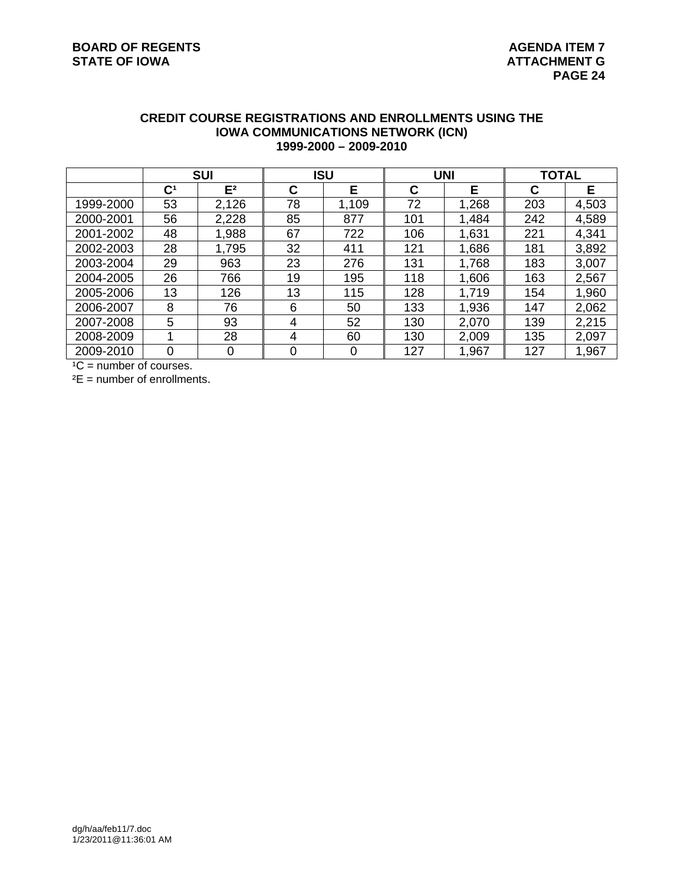## CREDIT COURSE REGISTRATIONS AND ENROLLMENTS USING THE IOWA COMMUNICATIONS NETWORK (ICN)
## 1999-2000 – 2009-2010

| | SUI | | ISU | | UNI | | TOTAL | |
|---|---|---|---|---|---|---|---|---|
| | C[1] | E[2] | C | E | C | E | C | E |
| 1999-2000 | 53 | 2,126 | 78 | 1,109 | 72 | 1,268 | 203 | 4,503 |
| 2000-2001 | 56 | 2,228 | 85 | 877 | 101 | 1,484 | 242 | 4,589 |
| 2001-2002 | 48 | 1,988 | 67 | 722 | 106 | 1,631 | 221 | 4,341 |
| 2002-2003 | 28 | 1,795 | 32 | 411 | 121 | 1,686 | 181 | 3,892 |
| 2003-2004 | 29 | 963 | 23 | 276 | 131 | 1,768 | 183 | 3,007 |
| 2004-2005 | 26 | 766 | 19 | 195 | 118 | 1,606 | 163 | 2,567 |
| 2005-2006 | 13 | 126 | 13 | 115 | 128 | 1,719 | 154 | 1,960 |
| 2006-2007 | 8 | 76 | 6 | 50 | 133 | 1,936 | 147 | 2,062 |
| 2007-2008 | 5 | 93 | 4 | 52 | 130 | 2,070 | 139 | 2,215 |
| 2008-2009 | 1 | 28 | 4 | 60 | 130 | 2,009 | 135 | 2,097 |
| 2009-2010 | 0 | 0 | 0 | 0 | 127 | 1,967 | 127 | 1,967 |

[1]C = number of courses.

[2]E = number of enrollments.

dg/h/aa/feb11/7.doc
1/23/2011@11:36:01 AM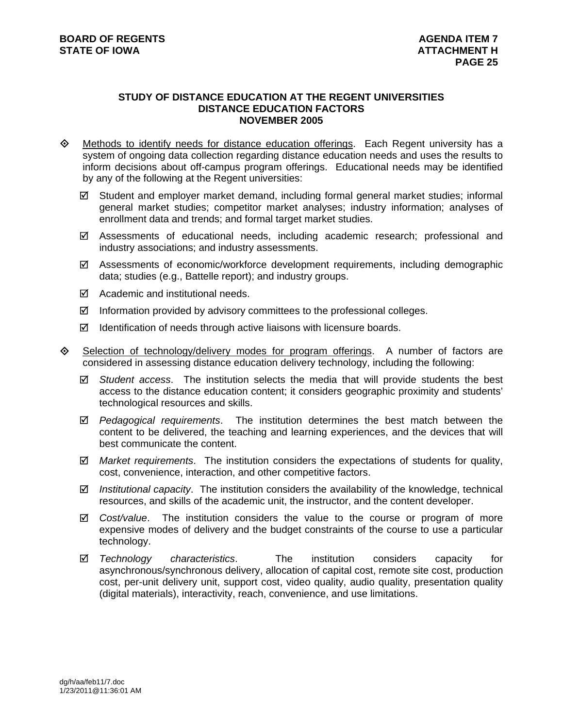### STUDY OF DISTANCE EDUCATION AT THE REGENT UNIVERSITIES
### DISTANCE EDUCATION FACTORS
### NOVEMBER 2005

- Methods to identify needs for distance education offerings. Each Regent university has a system of ongoing data collection regarding distance education needs and uses the results to inform decisions about off-campus program offerings. Educational needs may be identified by any of the following at the Regent universities:
  - ☑ Student and employer market demand, including formal general market studies; informal general market studies; competitor market analyses; industry information; analyses of enrollment data and trends; and formal target market studies.
  - ☑ Assessments of educational needs, including academic research; professional and industry associations; and industry assessments.
  - ☑ Assessments of economic/workforce development requirements, including demographic data; studies (e.g., Battelle report); and industry groups.
  - ☑ Academic and institutional needs.
  - ☑ Information provided by advisory committees to the professional colleges.
  - ☑ Identification of needs through active liaisons with licensure boards.

- Selection of technology/delivery modes for program offerings. A number of factors are considered in assessing distance education delivery technology, including the following:
  - ☑ *Student access*. The institution selects the media that will provide students the best access to the distance education content; it considers geographic proximity and students' technological resources and skills.
  - ☑ *Pedagogical requirements*. The institution determines the best match between the content to be delivered, the teaching and learning experiences, and the devices that will best communicate the content.
  - ☑ *Market requirements*. The institution considers the expectations of students for quality, cost, convenience, interaction, and other competitive factors.
  - ☑ *Institutional capacity*. The institution considers the availability of the knowledge, technical resources, and skills of the academic unit, the instructor, and the content developer.
  - ☑ *Cost/value*. The institution considers the value to the course or program of more expensive modes of delivery and the budget constraints of the course to use a particular technology.
  - ☑ *Technology characteristics*. The institution considers capacity for asynchronous/synchronous delivery, allocation of capital cost, remote site cost, production cost, per-unit delivery unit, support cost, video quality, audio quality, presentation quality (digital materials), interactivity, reach, convenience, and use limitations.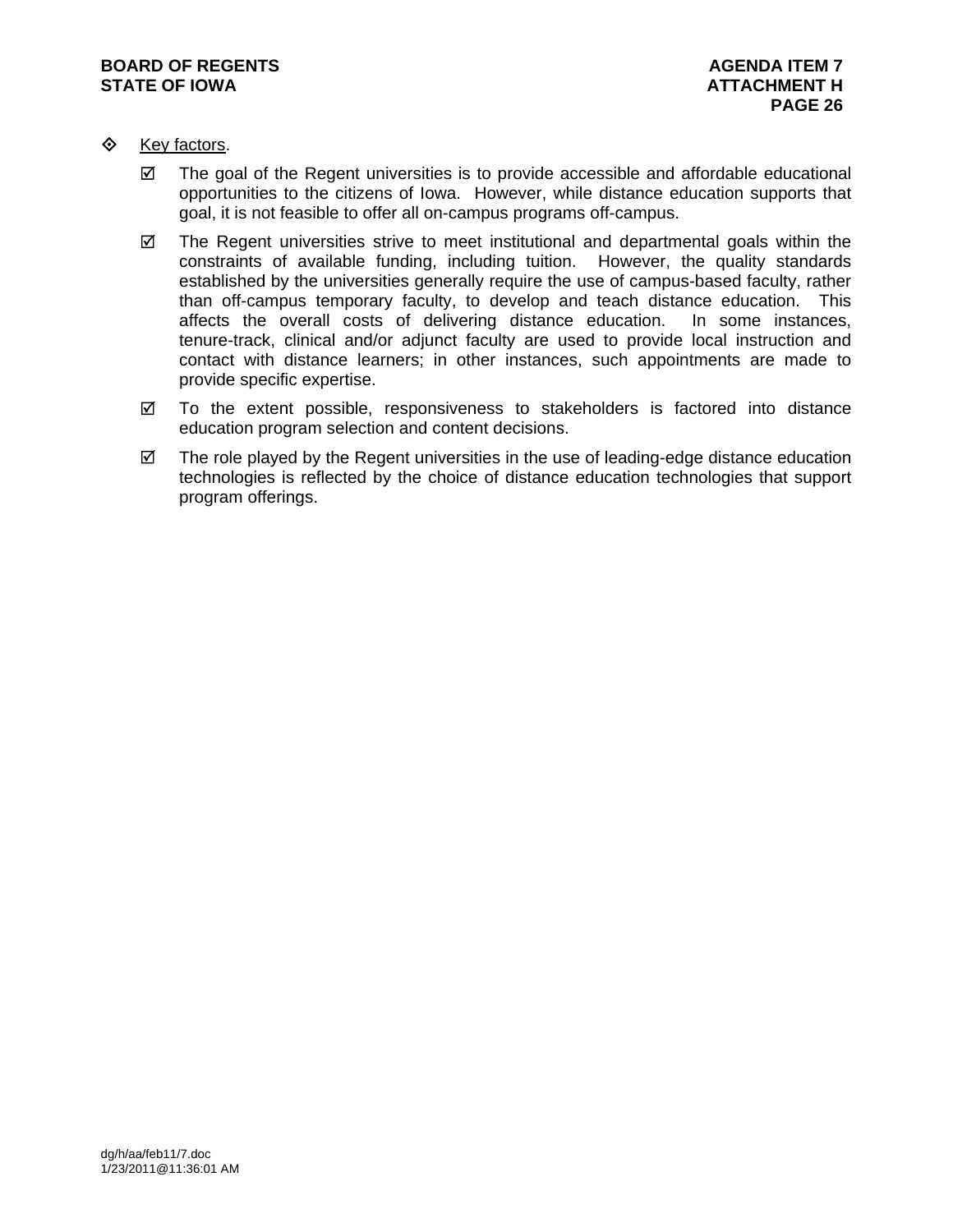- Key factors.
  - ☑ The goal of the Regent universities is to provide accessible and affordable educational opportunities to the citizens of Iowa. However, while distance education supports that goal, it is not feasible to offer all on-campus programs off-campus.
  - ☑ The Regent universities strive to meet institutional and departmental goals within the constraints of available funding, including tuition. However, the quality standards established by the universities generally require the use of campus-based faculty, rather than off-campus temporary faculty, to develop and teach distance education. This affects the overall costs of delivering distance education. In some instances, tenure-track, clinical and/or adjunct faculty are used to provide local instruction and contact with distance learners; in other instances, such appointments are made to provide specific expertise.
  - ☑ To the extent possible, responsiveness to stakeholders is factored into distance education program selection and content decisions.
  - ☑ The role played by the Regent universities in the use of leading-edge distance education technologies is reflected by the choice of distance education technologies that support program offerings.